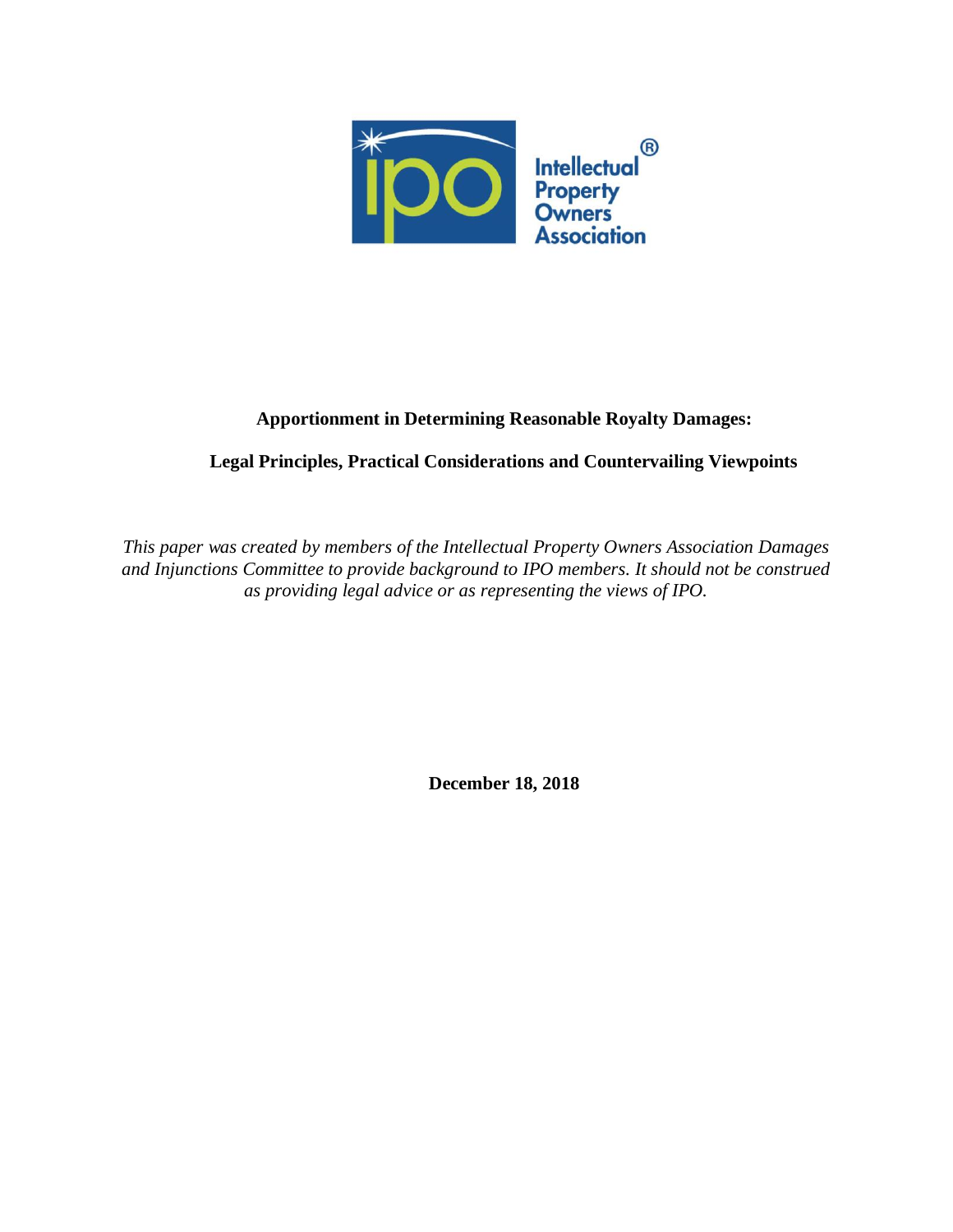Intellectual Property Owners Association®

# Apportionment in Determining Reasonable Royalty Damages:

## Legal Principles, Practical Considerations and Countervailing Viewpoints

*This paper was created by members of the Intellectual Property Owners Association Damages and Injunctions Committee to provide background to IPO members. It should not be construed as providing legal advice or as representing the views of IPO.*

**December 18, 2018**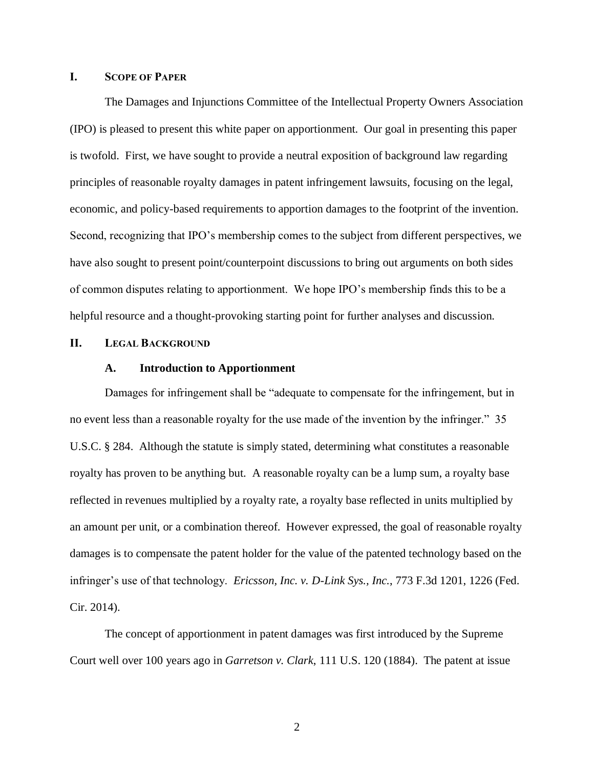## I. Scope of Paper

The Damages and Injunctions Committee of the Intellectual Property Owners Association (IPO) is pleased to present this white paper on apportionment. Our goal in presenting this paper is twofold. First, we have sought to provide a neutral exposition of background law regarding principles of reasonable royalty damages in patent infringement lawsuits, focusing on the legal, economic, and policy-based requirements to apportion damages to the footprint of the invention. Second, recognizing that IPO's membership comes to the subject from different perspectives, we have also sought to present point/counterpoint discussions to bring out arguments on both sides of common disputes relating to apportionment. We hope IPO's membership finds this to be a helpful resource and a thought-provoking starting point for further analyses and discussion.

## II. Legal Background

### A. Introduction to Apportionment

Damages for infringement shall be "adequate to compensate for the infringement, but in no event less than a reasonable royalty for the use made of the invention by the infringer." 35 U.S.C. § 284. Although the statute is simply stated, determining what constitutes a reasonable royalty has proven to be anything but. A reasonable royalty can be a lump sum, a royalty base reflected in revenues multiplied by a royalty rate, a royalty base reflected in units multiplied by an amount per unit, or a combination thereof. However expressed, the goal of reasonable royalty damages is to compensate the patent holder for the value of the patented technology based on the infringer's use of that technology. *Ericsson, Inc. v. D-Link Sys., Inc.*, 773 F.3d 1201, 1226 (Fed. Cir. 2014).

The concept of apportionment in patent damages was first introduced by the Supreme Court well over 100 years ago in *Garretson v. Clark*, 111 U.S. 120 (1884). The patent at issue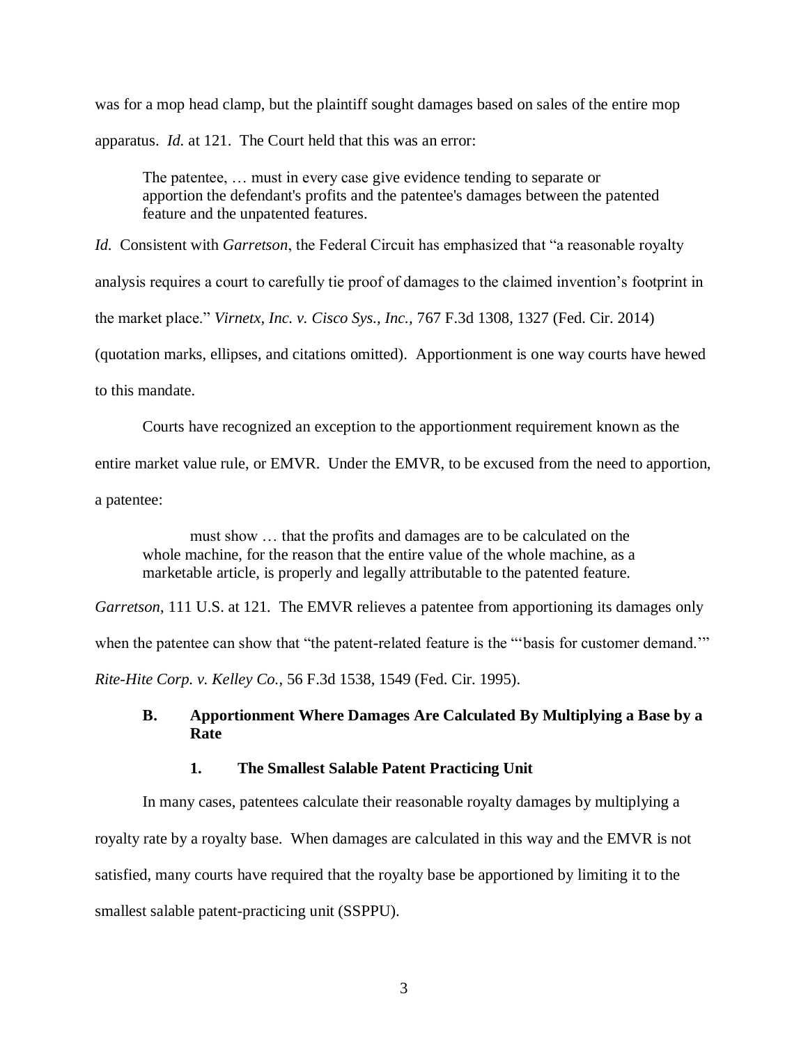was for a mop head clamp, but the plaintiff sought damages based on sales of the entire mop apparatus. *Id.* at 121. The Court held that this was an error:

> The patentee, … must in every case give evidence tending to separate or apportion the defendant's profits and the patentee's damages between the patented feature and the unpatented features.

*Id.* Consistent with *Garretson*, the Federal Circuit has emphasized that "a reasonable royalty analysis requires a court to carefully tie proof of damages to the claimed invention's footprint in the market place." *Virnetx, Inc. v. Cisco Sys., Inc.*, 767 F.3d 1308, 1327 (Fed. Cir. 2014) (quotation marks, ellipses, and citations omitted). Apportionment is one way courts have hewed to this mandate.

Courts have recognized an exception to the apportionment requirement known as the entire market value rule, or EMVR. Under the EMVR, to be excused from the need to apportion, a patentee:

> must show … that the profits and damages are to be calculated on the whole machine, for the reason that the entire value of the whole machine, as a marketable article, is properly and legally attributable to the patented feature.

*Garretson*, 111 U.S. at 121. The EMVR relieves a patentee from apportioning its damages only when the patentee can show that "the patent-related feature is the "'basis for customer demand.'" *Rite-Hite Corp. v. Kelley Co.*, 56 F.3d 1538, 1549 (Fed. Cir. 1995).

### B. Apportionment Where Damages Are Calculated By Multiplying a Base by a Rate

#### 1. The Smallest Salable Patent Practicing Unit

In many cases, patentees calculate their reasonable royalty damages by multiplying a royalty rate by a royalty base. When damages are calculated in this way and the EMVR is not satisfied, many courts have required that the royalty base be apportioned by limiting it to the smallest salable patent-practicing unit (SSPPU).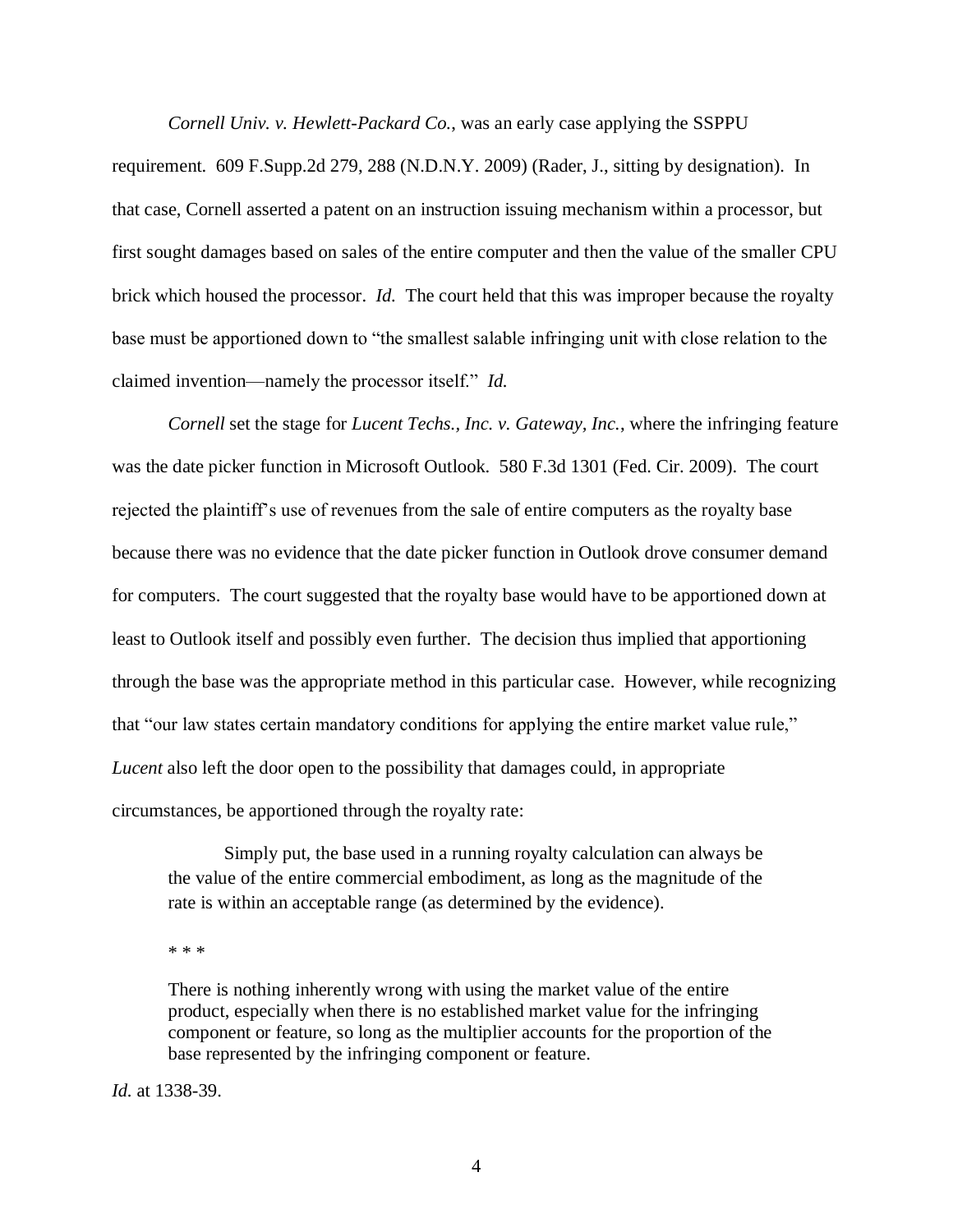*Cornell Univ. v. Hewlett-Packard Co.*, was an early case applying the SSPPU requirement. 609 F.Supp.2d 279, 288 (N.D.N.Y. 2009) (Rader, J., sitting by designation). In that case, Cornell asserted a patent on an instruction issuing mechanism within a processor, but first sought damages based on sales of the entire computer and then the value of the smaller CPU brick which housed the processor. *Id.* The court held that this was improper because the royalty base must be apportioned down to "the smallest salable infringing unit with close relation to the claimed invention—namely the processor itself." *Id.*

*Cornell* set the stage for *Lucent Techs., Inc. v. Gateway, Inc.*, where the infringing feature was the date picker function in Microsoft Outlook. 580 F.3d 1301 (Fed. Cir. 2009). The court rejected the plaintiff's use of revenues from the sale of entire computers as the royalty base because there was no evidence that the date picker function in Outlook drove consumer demand for computers. The court suggested that the royalty base would have to be apportioned down at least to Outlook itself and possibly even further. The decision thus implied that apportioning through the base was the appropriate method in this particular case. However, while recognizing that "our law states certain mandatory conditions for applying the entire market value rule," *Lucent* also left the door open to the possibility that damages could, in appropriate circumstances, be apportioned through the royalty rate:

> Simply put, the base used in a running royalty calculation can always be the value of the entire commercial embodiment, as long as the magnitude of the rate is within an acceptable range (as determined by the evidence).
>
> * * *
>
> There is nothing inherently wrong with using the market value of the entire product, especially when there is no established market value for the infringing component or feature, so long as the multiplier accounts for the proportion of the base represented by the infringing component or feature.

*Id.* at 1338-39.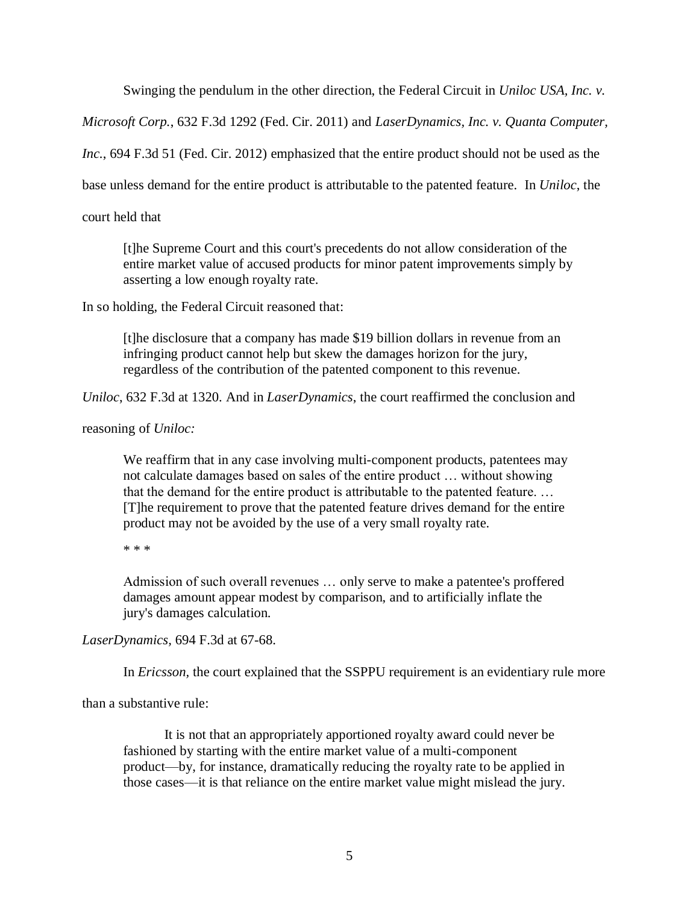Swinging the pendulum in the other direction, the Federal Circuit in *Uniloc USA, Inc. v. Microsoft Corp.*, 632 F.3d 1292 (Fed. Cir. 2011) and *LaserDynamics, Inc. v. Quanta Computer, Inc.*, 694 F.3d 51 (Fed. Cir. 2012) emphasized that the entire product should not be used as the base unless demand for the entire product is attributable to the patented feature. In *Uniloc*, the court held that

> [t]he Supreme Court and this court's precedents do not allow consideration of the entire market value of accused products for minor patent improvements simply by asserting a low enough royalty rate.

In so holding, the Federal Circuit reasoned that:

> [t]he disclosure that a company has made $19 billion dollars in revenue from an infringing product cannot help but skew the damages horizon for the jury, regardless of the contribution of the patented component to this revenue.

*Uniloc*, 632 F.3d at 1320. And in *LaserDynamics*, the court reaffirmed the conclusion and reasoning of *Uniloc:*

> We reaffirm that in any case involving multi-component products, patentees may not calculate damages based on sales of the entire product … without showing that the demand for the entire product is attributable to the patented feature. … [T]he requirement to prove that the patented feature drives demand for the entire product may not be avoided by the use of a very small royalty rate.
>
> * * *
>
> Admission of such overall revenues … only serve to make a patentee's proffered damages amount appear modest by comparison, and to artificially inflate the jury's damages calculation.

*LaserDynamics*, 694 F.3d at 67-68.

In *Ericsson*, the court explained that the SSPPU requirement is an evidentiary rule more than a substantive rule:

> It is not that an appropriately apportioned royalty award could never be fashioned by starting with the entire market value of a multi-component product—by, for instance, dramatically reducing the royalty rate to be applied in those cases—it is that reliance on the entire market value might mislead the jury.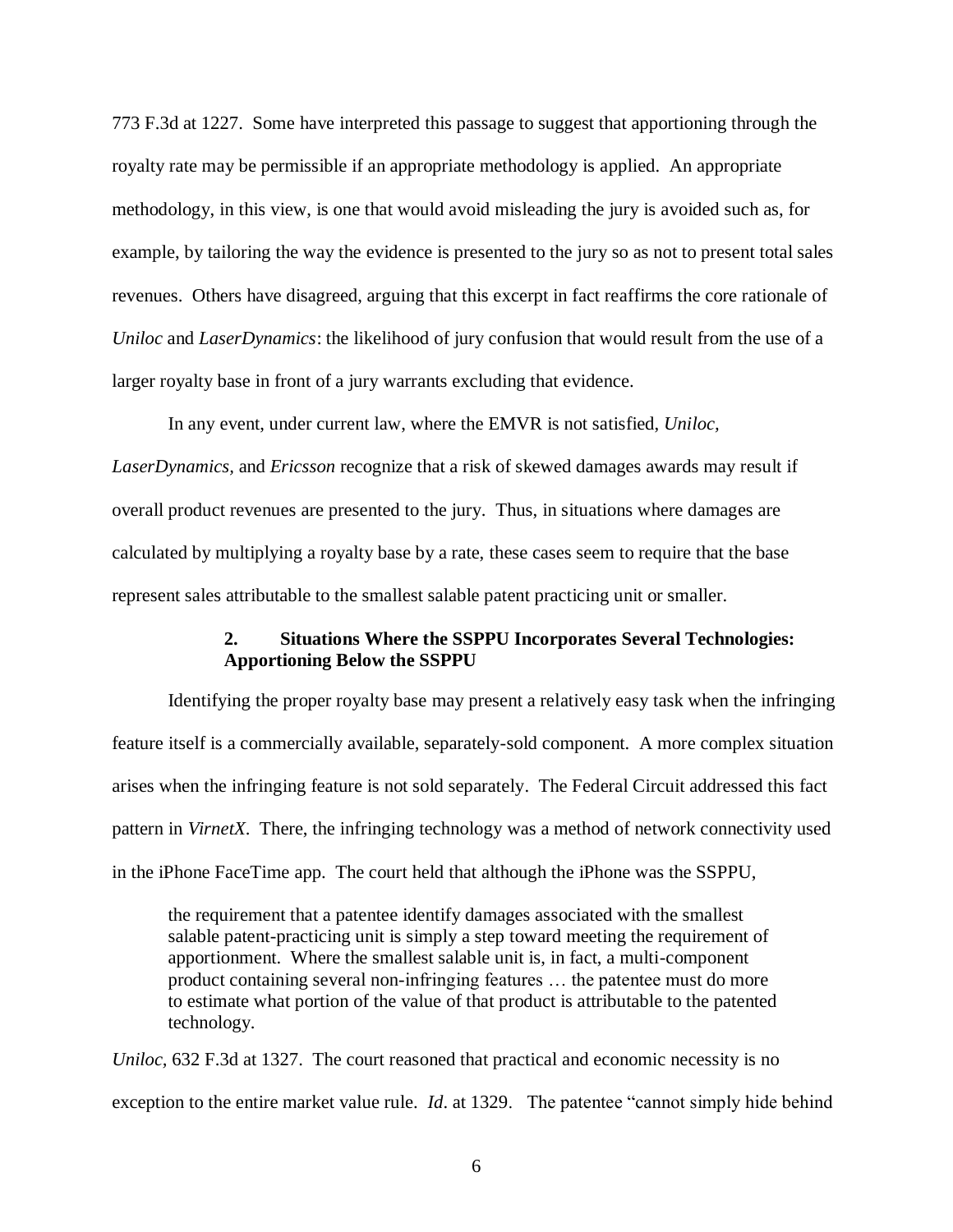773 F.3d at 1227. Some have interpreted this passage to suggest that apportioning through the royalty rate may be permissible if an appropriate methodology is applied. An appropriate methodology, in this view, is one that would avoid misleading the jury is avoided such as, for example, by tailoring the way the evidence is presented to the jury so as not to present total sales revenues. Others have disagreed, arguing that this excerpt in fact reaffirms the core rationale of *Uniloc* and *LaserDynamics*: the likelihood of jury confusion that would result from the use of a larger royalty base in front of a jury warrants excluding that evidence.

In any event, under current law, where the EMVR is not satisfied, *Uniloc, LaserDynamics,* and *Ericsson* recognize that a risk of skewed damages awards may result if overall product revenues are presented to the jury. Thus, in situations where damages are calculated by multiplying a royalty base by a rate, these cases seem to require that the base represent sales attributable to the smallest salable patent practicing unit or smaller.

### 2. Situations Where the SSPPU Incorporates Several Technologies: Apportioning Below the SSPPU

Identifying the proper royalty base may present a relatively easy task when the infringing feature itself is a commercially available, separately-sold component. A more complex situation arises when the infringing feature is not sold separately. The Federal Circuit addressed this fact pattern in *VirnetX*. There, the infringing technology was a method of network connectivity used in the iPhone FaceTime app. The court held that although the iPhone was the SSPPU,

> the requirement that a patentee identify damages associated with the smallest salable patent-practicing unit is simply a step toward meeting the requirement of apportionment. Where the smallest salable unit is, in fact, a multi-component product containing several non-infringing features … the patentee must do more to estimate what portion of the value of that product is attributable to the patented technology.

*Uniloc*, 632 F.3d at 1327. The court reasoned that practical and economic necessity is no exception to the entire market value rule. *Id*. at 1329. The patentee "cannot simply hide behind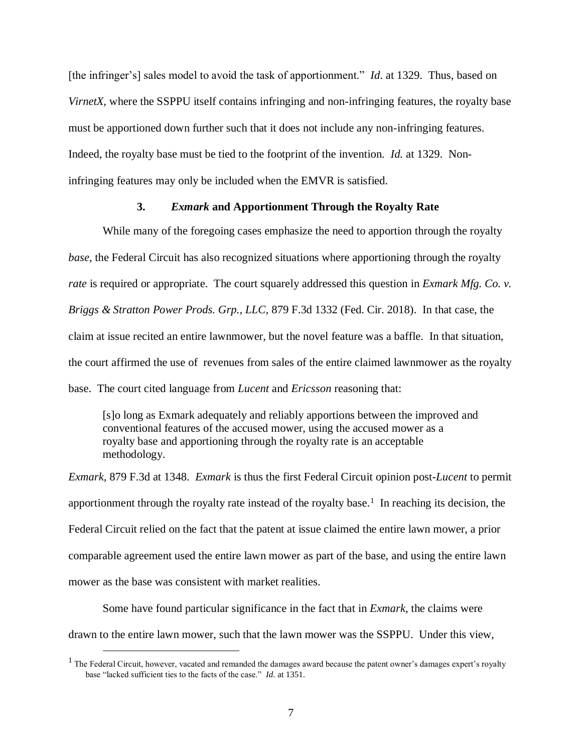[the infringer's] sales model to avoid the task of apportionment." *Id.* at 1329. Thus, based on *VirnetX*, where the SSPPU itself contains infringing and non-infringing features, the royalty base must be apportioned down further such that it does not include any non-infringing features. Indeed, the royalty base must be tied to the footprint of the invention. *Id.* at 1329. Non-infringing features may only be included when the EMVR is satisfied.

### 3. *Exmark* and Apportionment Through the Royalty Rate

While many of the foregoing cases emphasize the need to apportion through the royalty *base*, the Federal Circuit has also recognized situations where apportioning through the royalty *rate* is required or appropriate. The court squarely addressed this question in *Exmark Mfg. Co. v. Briggs & Stratton Power Prods. Grp., LLC,* 879 F.3d 1332 (Fed. Cir. 2018). In that case, the claim at issue recited an entire lawnmower, but the novel feature was a baffle. In that situation, the court affirmed the use of revenues from sales of the entire claimed lawnmower as the royalty base. The court cited language from *Lucent* and *Ericsson* reasoning that:

> [s]o long as Exmark adequately and reliably apportions between the improved and conventional features of the accused mower, using the accused mower as a royalty base and apportioning through the royalty rate is an acceptable methodology.

*Exmark,* 879 F.3d at 1348. *Exmark* is thus the first Federal Circuit opinion post-*Lucent* to permit apportionment through the royalty rate instead of the royalty base.[1] In reaching its decision, the Federal Circuit relied on the fact that the patent at issue claimed the entire lawn mower, a prior comparable agreement used the entire lawn mower as part of the base, and using the entire lawn mower as the base was consistent with market realities.

Some have found particular significance in the fact that in *Exmark*, the claims were drawn to the entire lawn mower, such that the lawn mower was the SSPPU. Under this view,

[1] The Federal Circuit, however, vacated and remanded the damages award because the patent owner's damages expert's royalty base "lacked sufficient ties to the facts of the case." *Id.* at 1351.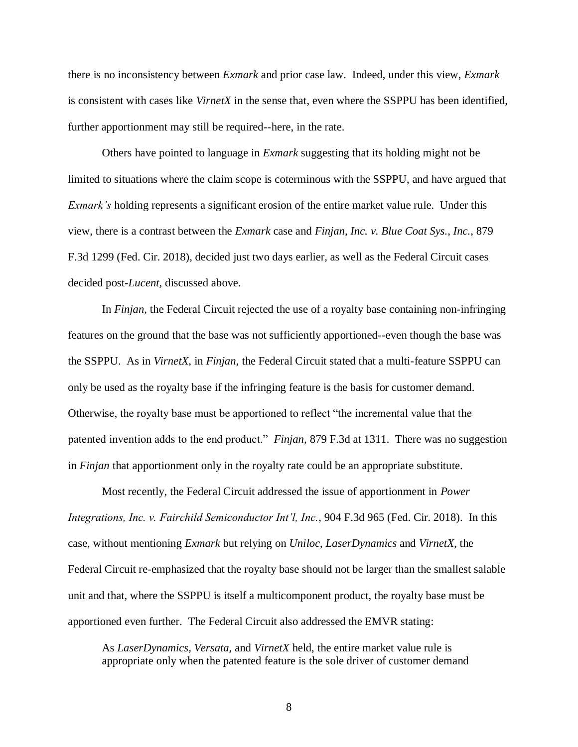there is no inconsistency between *Exmark* and prior case law. Indeed, under this view, *Exmark* is consistent with cases like *VirnetX* in the sense that, even where the SSPPU has been identified, further apportionment may still be required--here, in the rate.

Others have pointed to language in *Exmark* suggesting that its holding might not be limited to situations where the claim scope is coterminous with the SSPPU, and have argued that *Exmark's* holding represents a significant erosion of the entire market value rule. Under this view, there is a contrast between the *Exmark* case and *Finjan, Inc. v. Blue Coat Sys., Inc.*, 879 F.3d 1299 (Fed. Cir. 2018), decided just two days earlier, as well as the Federal Circuit cases decided post-*Lucent*, discussed above.

In *Finjan*, the Federal Circuit rejected the use of a royalty base containing non-infringing features on the ground that the base was not sufficiently apportioned--even though the base was the SSPPU. As in *VirnetX*, in *Finjan*, the Federal Circuit stated that a multi-feature SSPPU can only be used as the royalty base if the infringing feature is the basis for customer demand. Otherwise, the royalty base must be apportioned to reflect "the incremental value that the patented invention adds to the end product." *Finjan*, 879 F.3d at 1311. There was no suggestion in *Finjan* that apportionment only in the royalty rate could be an appropriate substitute.

Most recently, the Federal Circuit addressed the issue of apportionment in *Power Integrations, Inc. v. Fairchild Semiconductor Int'l, Inc.*, 904 F.3d 965 (Fed. Cir. 2018). In this case, without mentioning *Exmark* but relying on *Uniloc, LaserDynamics* and *VirnetX*, the Federal Circuit re-emphasized that the royalty base should not be larger than the smallest salable unit and that, where the SSPPU is itself a multicomponent product, the royalty base must be apportioned even further. The Federal Circuit also addressed the EMVR stating:

> As *LaserDynamics, Versata,* and *VirnetX* held, the entire market value rule is appropriate only when the patented feature is the sole driver of customer demand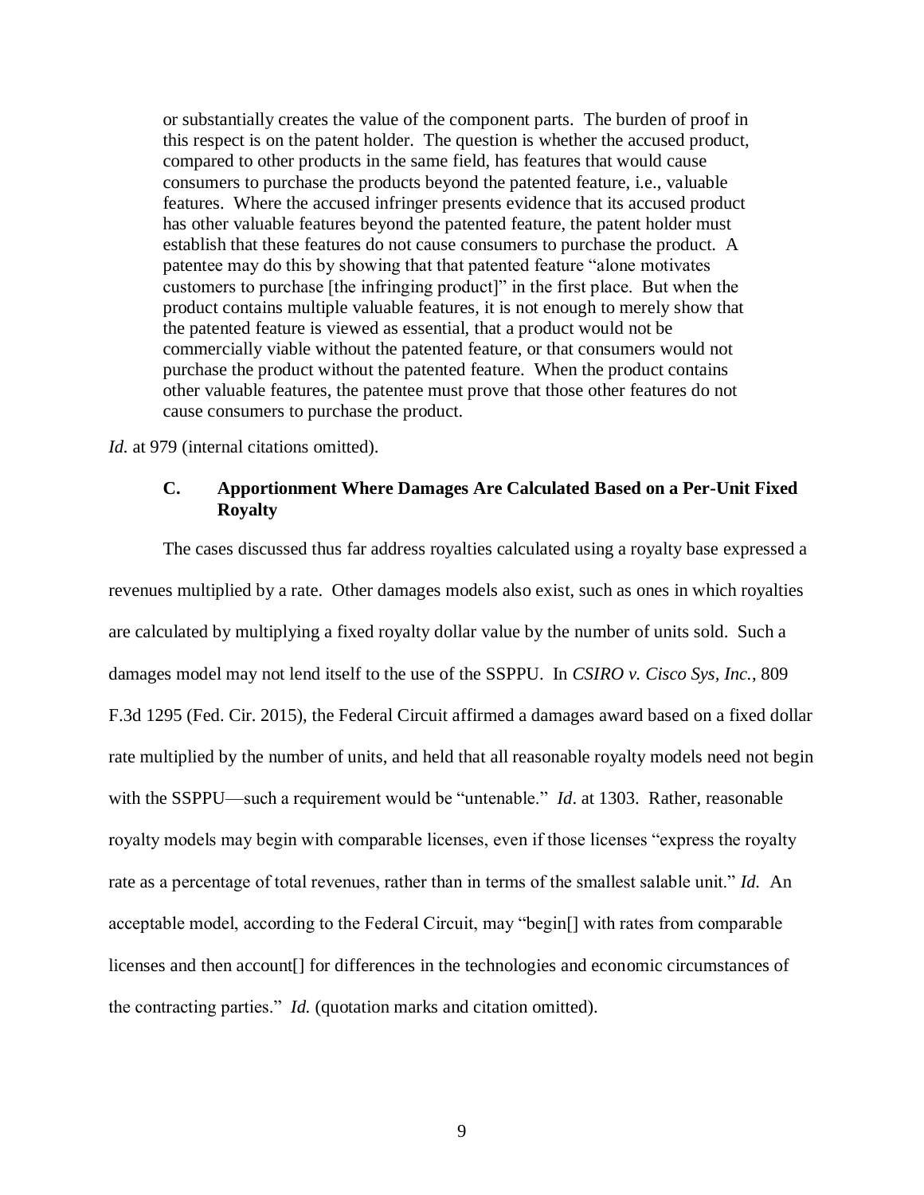> or substantially creates the value of the component parts. The burden of proof in this respect is on the patent holder. The question is whether the accused product, compared to other products in the same field, has features that would cause consumers to purchase the products beyond the patented feature, i.e., valuable features. Where the accused infringer presents evidence that its accused product has other valuable features beyond the patented feature, the patent holder must establish that these features do not cause consumers to purchase the product. A patentee may do this by showing that that patented feature "alone motivates customers to purchase [the infringing product]" in the first place. But when the product contains multiple valuable features, it is not enough to merely show that the patented feature is viewed as essential, that a product would not be commercially viable without the patented feature, or that consumers would not purchase the product without the patented feature. When the product contains other valuable features, the patentee must prove that those other features do not cause consumers to purchase the product.

*Id.* at 979 (internal citations omitted).

### C. Apportionment Where Damages Are Calculated Based on a Per-Unit Fixed Royalty

The cases discussed thus far address royalties calculated using a royalty base expressed a revenues multiplied by a rate. Other damages models also exist, such as ones in which royalties are calculated by multiplying a fixed royalty dollar value by the number of units sold. Such a damages model may not lend itself to the use of the SSPPU. In *CSIRO v. Cisco Sys, Inc.*, 809 F.3d 1295 (Fed. Cir. 2015), the Federal Circuit affirmed a damages award based on a fixed dollar rate multiplied by the number of units, and held that all reasonable royalty models need not begin with the SSPPU—such a requirement would be "untenable." *Id*. at 1303. Rather, reasonable royalty models may begin with comparable licenses, even if those licenses "express the royalty rate as a percentage of total revenues, rather than in terms of the smallest salable unit." *Id.* An acceptable model, according to the Federal Circuit, may "begin[] with rates from comparable licenses and then account[] for differences in the technologies and economic circumstances of the contracting parties." *Id.* (quotation marks and citation omitted).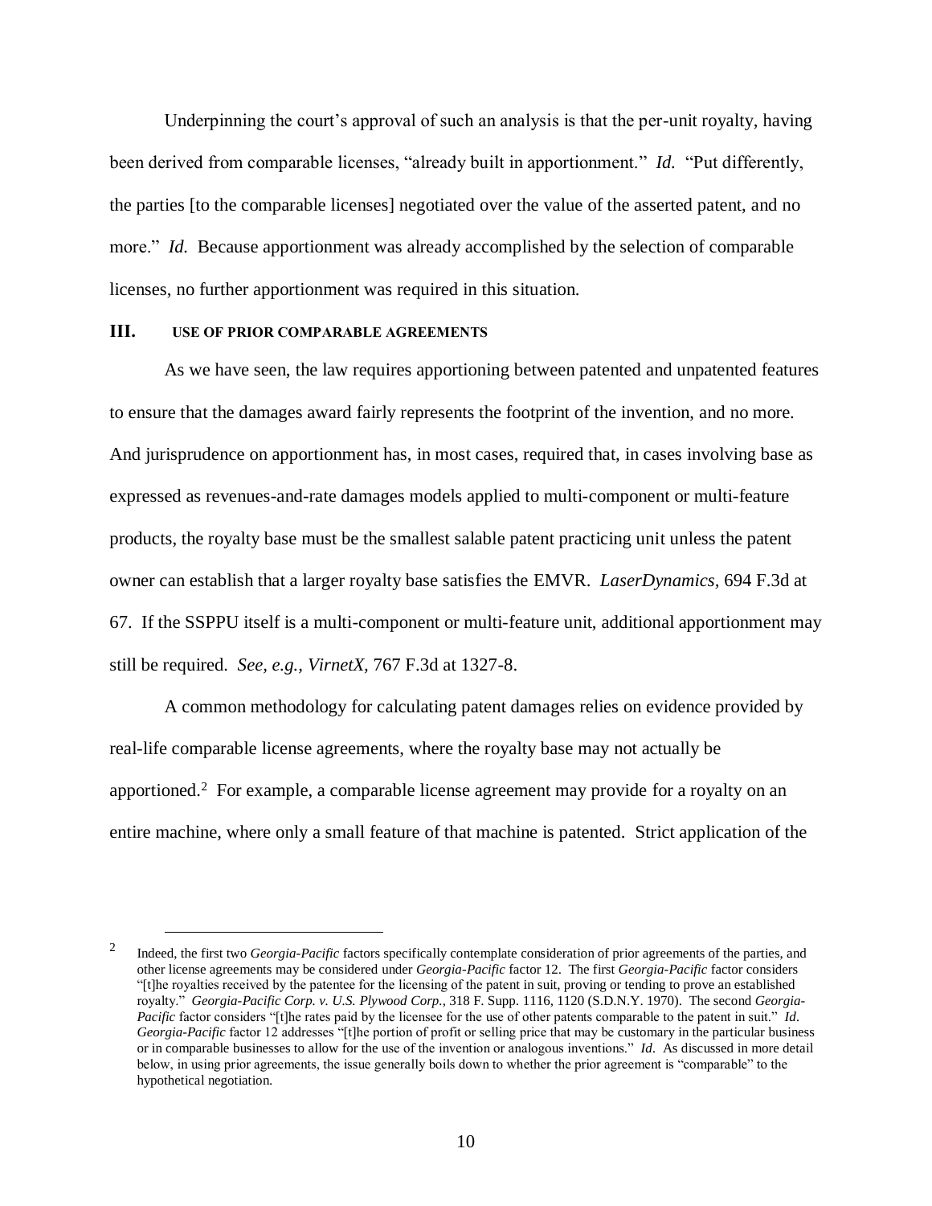Underpinning the court's approval of such an analysis is that the per-unit royalty, having been derived from comparable licenses, "already built in apportionment." *Id.* "Put differently, the parties [to the comparable licenses] negotiated over the value of the asserted patent, and no more." *Id.* Because apportionment was already accomplished by the selection of comparable licenses, no further apportionment was required in this situation.

## III. USE OF PRIOR COMPARABLE AGREEMENTS

As we have seen, the law requires apportioning between patented and unpatented features to ensure that the damages award fairly represents the footprint of the invention, and no more. And jurisprudence on apportionment has, in most cases, required that, in cases involving base as expressed as revenues-and-rate damages models applied to multi-component or multi-feature products, the royalty base must be the smallest salable patent practicing unit unless the patent owner can establish that a larger royalty base satisfies the EMVR. *LaserDynamics*, 694 F.3d at 67. If the SSPPU itself is a multi-component or multi-feature unit, additional apportionment may still be required. *See, e.g., VirnetX,* 767 F.3d at 1327-8.

A common methodology for calculating patent damages relies on evidence provided by real-life comparable license agreements, where the royalty base may not actually be apportioned.[2] For example, a comparable license agreement may provide for a royalty on an entire machine, where only a small feature of that machine is patented. Strict application of the

---

[2] Indeed, the first two *Georgia-Pacific* factors specifically contemplate consideration of prior agreements of the parties, and other license agreements may be considered under *Georgia-Pacific* factor 12. The first *Georgia-Pacific* factor considers "[t]he royalties received by the patentee for the licensing of the patent in suit, proving or tending to prove an established royalty." *Georgia-Pacific Corp. v. U.S. Plywood Corp.,* 318 F. Supp. 1116, 1120 (S.D.N.Y. 1970). The second *Georgia-Pacific* factor considers "[t]he rates paid by the licensee for the use of other patents comparable to the patent in suit." *Id*. *Georgia-Pacific* factor 12 addresses "[t]he portion of profit or selling price that may be customary in the particular business or in comparable businesses to allow for the use of the invention or analogous inventions." *Id*. As discussed in more detail below, in using prior agreements, the issue generally boils down to whether the prior agreement is "comparable" to the hypothetical negotiation.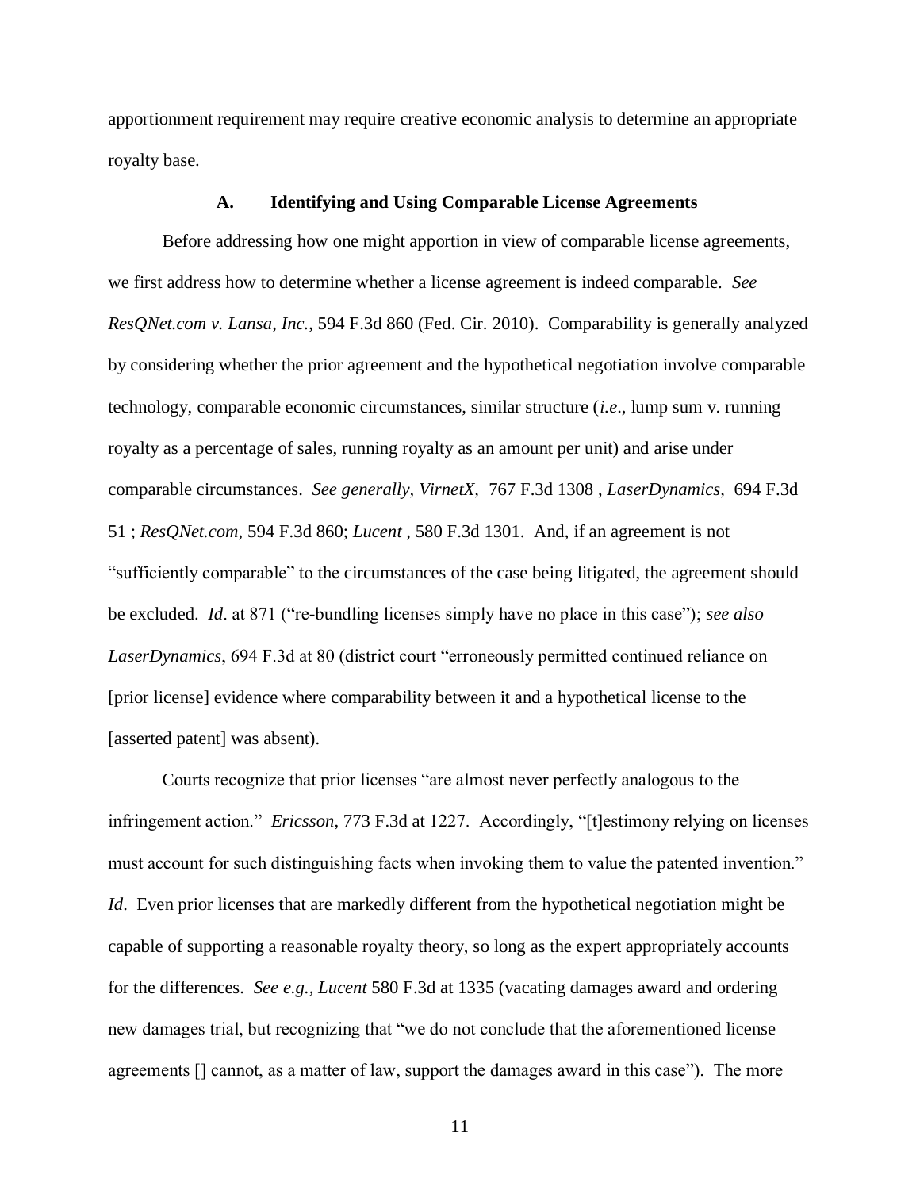apportionment requirement may require creative economic analysis to determine an appropriate royalty base.

### A. Identifying and Using Comparable License Agreements

Before addressing how one might apportion in view of comparable license agreements, we first address how to determine whether a license agreement is indeed comparable. *See ResQNet.com v. Lansa, Inc.*, 594 F.3d 860 (Fed. Cir. 2010). Comparability is generally analyzed by considering whether the prior agreement and the hypothetical negotiation involve comparable technology, comparable economic circumstances, similar structure (*i.e*., lump sum v. running royalty as a percentage of sales, running royalty as an amount per unit) and arise under comparable circumstances. *See generally*, *VirnetX*, 767 F.3d 1308 , *LaserDynamics*, 694 F.3d 51 ; *ResQNet.com*, 594 F.3d 860; *Lucent* , 580 F.3d 1301. And, if an agreement is not "sufficiently comparable" to the circumstances of the case being litigated, the agreement should be excluded. *Id*. at 871 ("re-bundling licenses simply have no place in this case"); *see also LaserDynamics*, 694 F.3d at 80 (district court "erroneously permitted continued reliance on [prior license] evidence where comparability between it and a hypothetical license to the [asserted patent] was absent).

Courts recognize that prior licenses "are almost never perfectly analogous to the infringement action." *Ericsson*, 773 F.3d at 1227. Accordingly, "[t]estimony relying on licenses must account for such distinguishing facts when invoking them to value the patented invention." *Id*. Even prior licenses that are markedly different from the hypothetical negotiation might be capable of supporting a reasonable royalty theory, so long as the expert appropriately accounts for the differences. *See e.g., Lucent* 580 F.3d at 1335 (vacating damages award and ordering new damages trial, but recognizing that "we do not conclude that the aforementioned license agreements [] cannot, as a matter of law, support the damages award in this case"). The more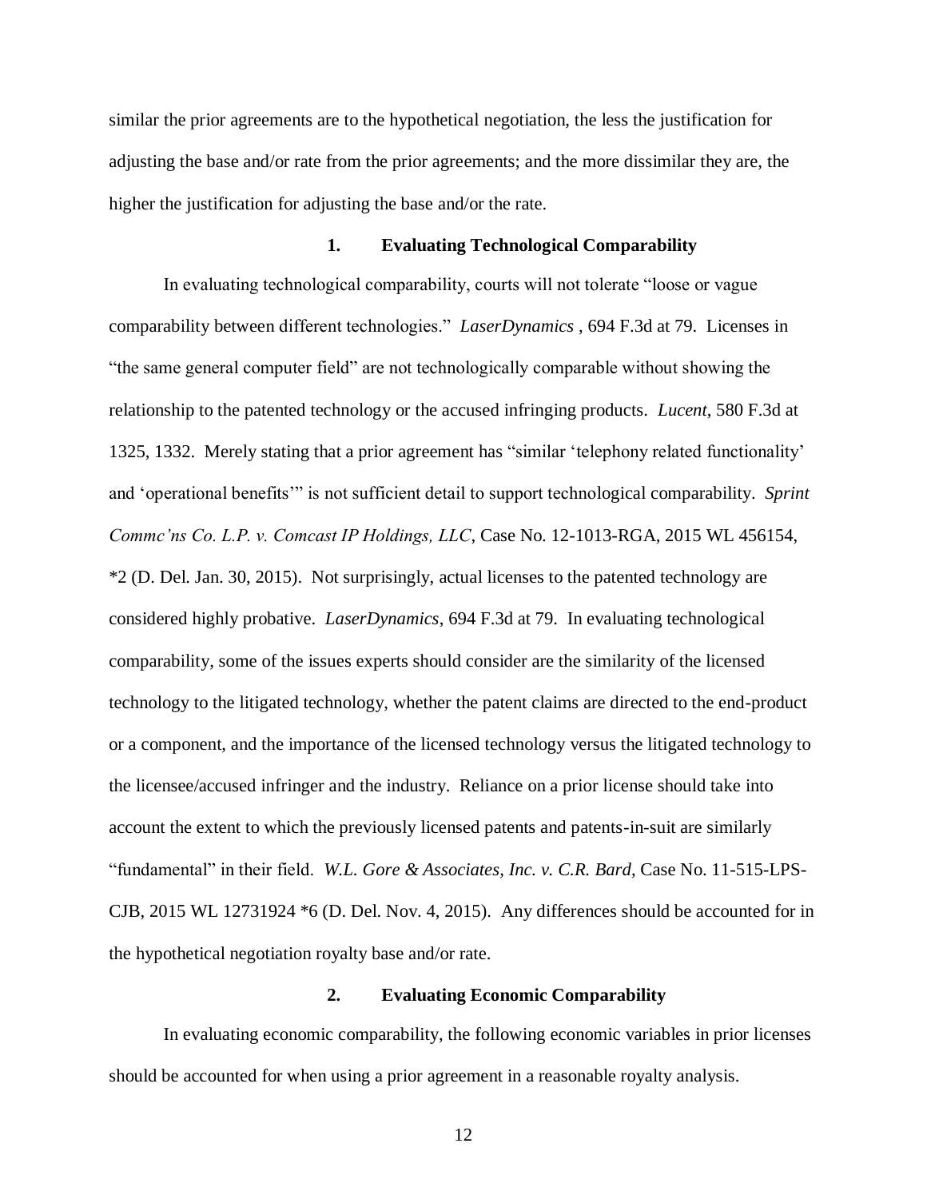similar the prior agreements are to the hypothetical negotiation, the less the justification for adjusting the base and/or rate from the prior agreements; and the more dissimilar they are, the higher the justification for adjusting the base and/or the rate.

### 1. Evaluating Technological Comparability

In evaluating technological comparability, courts will not tolerate "loose or vague comparability between different technologies." *LaserDynamics* , 694 F.3d at 79. Licenses in "the same general computer field" are not technologically comparable without showing the relationship to the patented technology or the accused infringing products. *Lucent*, 580 F.3d at 1325, 1332. Merely stating that a prior agreement has "similar 'telephony related functionality' and 'operational benefits'" is not sufficient detail to support technological comparability. *Sprint Commc'ns Co. L.P. v. Comcast IP Holdings, LLC*, Case No. 12-1013-RGA, 2015 WL 456154, *2 (D. Del. Jan. 30, 2015). Not surprisingly, actual licenses to the patented technology are considered highly probative. *LaserDynamics*, 694 F.3d at 79. In evaluating technological comparability, some of the issues experts should consider are the similarity of the licensed technology to the litigated technology, whether the patent claims are directed to the end-product or a component, and the importance of the licensed technology versus the litigated technology to the licensee/accused infringer and the industry. Reliance on a prior license should take into account the extent to which the previously licensed patents and patents-in-suit are similarly "fundamental" in their field. *W.L. Gore & Associates, Inc. v. C.R. Bard*, Case No. 11-515-LPS-CJB, 2015 WL 12731924 *6 (D. Del. Nov. 4, 2015). Any differences should be accounted for in the hypothetical negotiation royalty base and/or rate.

### 2. Evaluating Economic Comparability

In evaluating economic comparability, the following economic variables in prior licenses should be accounted for when using a prior agreement in a reasonable royalty analysis.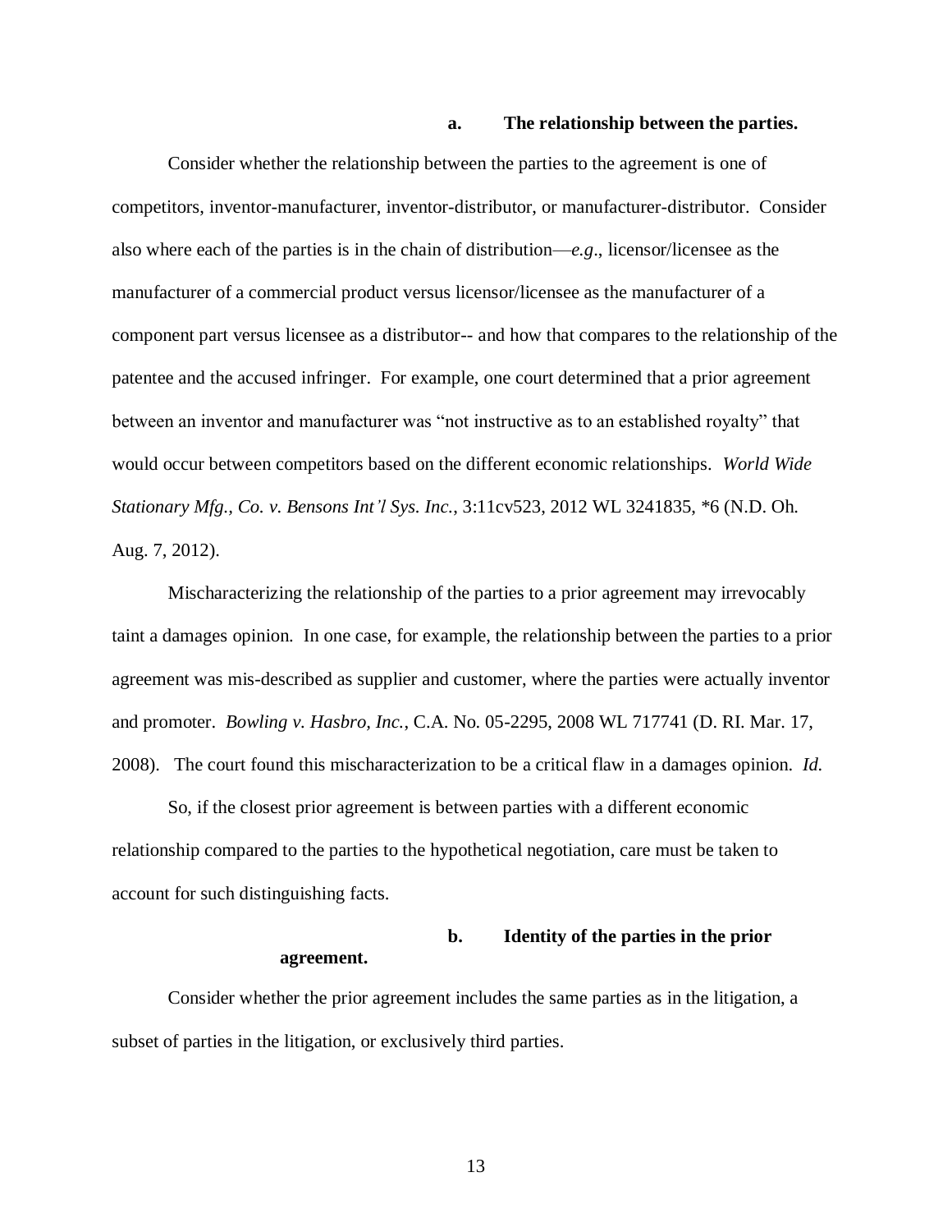#### a. The relationship between the parties.

Consider whether the relationship between the parties to the agreement is one of competitors, inventor-manufacturer, inventor-distributor, or manufacturer-distributor. Consider also where each of the parties is in the chain of distribution—*e.g*., licensor/licensee as the manufacturer of a commercial product versus licensor/licensee as the manufacturer of a component part versus licensee as a distributor-- and how that compares to the relationship of the patentee and the accused infringer. For example, one court determined that a prior agreement between an inventor and manufacturer was "not instructive as to an established royalty" that would occur between competitors based on the different economic relationships. *World Wide Stationary Mfg., Co. v. Bensons Int'l Sys. Inc.*, 3:11cv523, 2012 WL 3241835, *6 (N.D. Oh. Aug. 7, 2012).

Mischaracterizing the relationship of the parties to a prior agreement may irrevocably taint a damages opinion. In one case, for example, the relationship between the parties to a prior agreement was mis-described as supplier and customer, where the parties were actually inventor and promoter. *Bowling v. Hasbro, Inc.*, C.A. No. 05-2295, 2008 WL 717741 (D. RI. Mar. 17, 2008). The court found this mischaracterization to be a critical flaw in a damages opinion. *Id.*

So, if the closest prior agreement is between parties with a different economic relationship compared to the parties to the hypothetical negotiation, care must be taken to account for such distinguishing facts.

#### b. Identity of the parties in the prior agreement.

Consider whether the prior agreement includes the same parties as in the litigation, a subset of parties in the litigation, or exclusively third parties.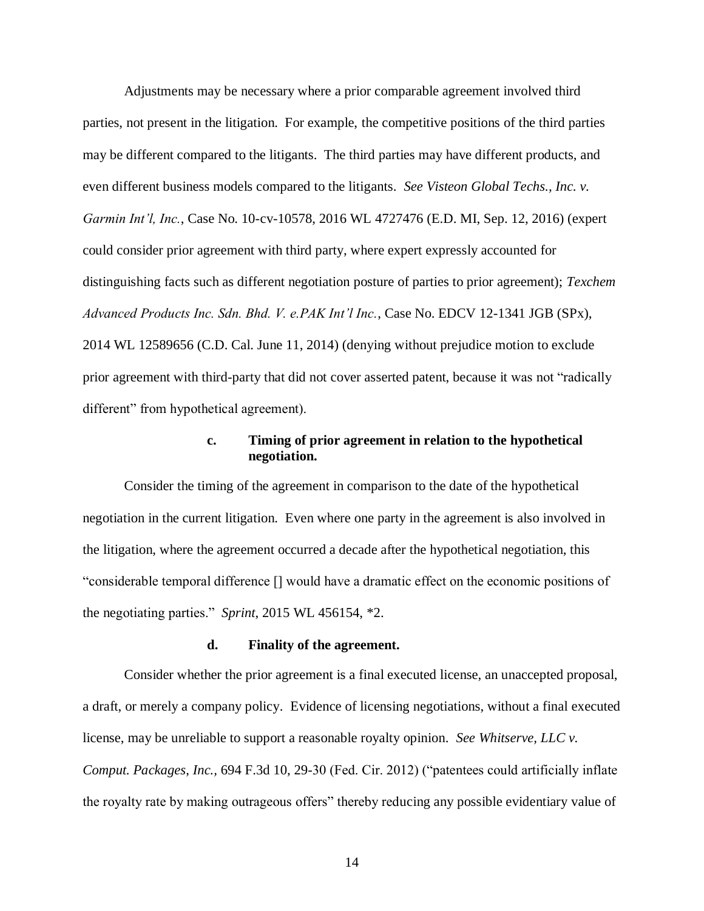Adjustments may be necessary where a prior comparable agreement involved third parties, not present in the litigation. For example, the competitive positions of the third parties may be different compared to the litigants. The third parties may have different products, and even different business models compared to the litigants. *See Visteon Global Techs., Inc. v. Garmin Int'l, Inc.*, Case No. 10-cv-10578, 2016 WL 4727476 (E.D. MI, Sep. 12, 2016) (expert could consider prior agreement with third party, where expert expressly accounted for distinguishing facts such as different negotiation posture of parties to prior agreement); *Texchem Advanced Products Inc. Sdn. Bhd. V. e.PAK Int'l Inc.*, Case No. EDCV 12-1341 JGB (SPx), 2014 WL 12589656 (C.D. Cal. June 11, 2014) (denying without prejudice motion to exclude prior agreement with third-party that did not cover asserted patent, because it was not "radically different" from hypothetical agreement).

#### c. Timing of prior agreement in relation to the hypothetical negotiation.

Consider the timing of the agreement in comparison to the date of the hypothetical negotiation in the current litigation. Even where one party in the agreement is also involved in the litigation, where the agreement occurred a decade after the hypothetical negotiation, this "considerable temporal difference [] would have a dramatic effect on the economic positions of the negotiating parties." *Sprint*, 2015 WL 456154, *2.

#### d. Finality of the agreement.

Consider whether the prior agreement is a final executed license, an unaccepted proposal, a draft, or merely a company policy. Evidence of licensing negotiations, without a final executed license, may be unreliable to support a reasonable royalty opinion. *See Whitserve, LLC v. Comput. Packages, Inc.,* 694 F.3d 10, 29-30 (Fed. Cir. 2012) ("patentees could artificially inflate the royalty rate by making outrageous offers" thereby reducing any possible evidentiary value of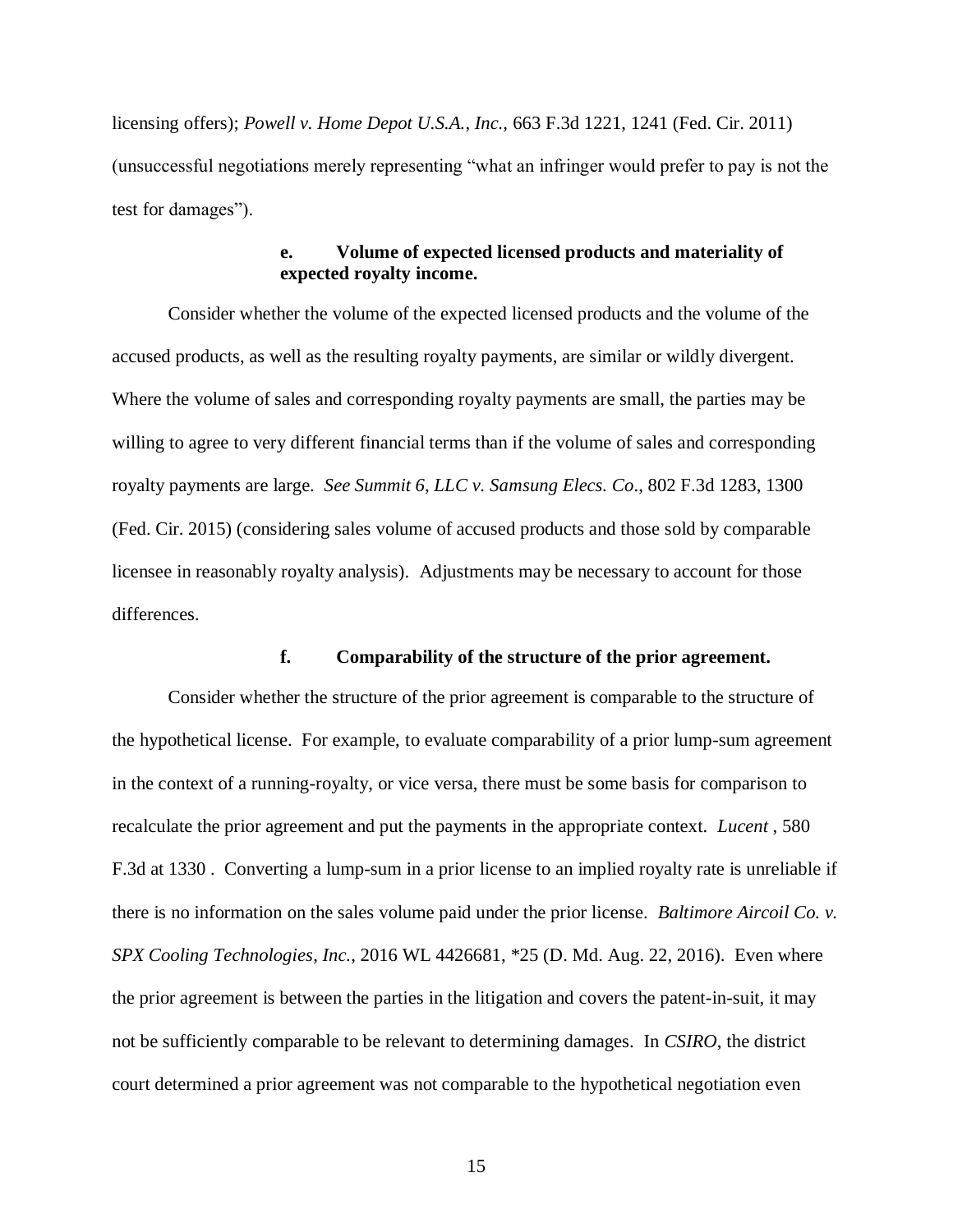licensing offers); *Powell v. Home Depot U.S.A., Inc.*, 663 F.3d 1221, 1241 (Fed. Cir. 2011) (unsuccessful negotiations merely representing "what an infringer would prefer to pay is not the test for damages").

#### e. Volume of expected licensed products and materiality of expected royalty income.

Consider whether the volume of the expected licensed products and the volume of the accused products, as well as the resulting royalty payments, are similar or wildly divergent. Where the volume of sales and corresponding royalty payments are small, the parties may be willing to agree to very different financial terms than if the volume of sales and corresponding royalty payments are large. *See Summit 6, LLC v. Samsung Elecs. Co*., 802 F.3d 1283, 1300 (Fed. Cir. 2015) (considering sales volume of accused products and those sold by comparable licensee in reasonably royalty analysis). Adjustments may be necessary to account for those differences.

#### f. Comparability of the structure of the prior agreement.

Consider whether the structure of the prior agreement is comparable to the structure of the hypothetical license. For example, to evaluate comparability of a prior lump-sum agreement in the context of a running-royalty, or vice versa, there must be some basis for comparison to recalculate the prior agreement and put the payments in the appropriate context. *Lucent* , 580 F.3d at 1330 . Converting a lump-sum in a prior license to an implied royalty rate is unreliable if there is no information on the sales volume paid under the prior license. *Baltimore Aircoil Co. v. SPX Cooling Technologies, Inc.*, 2016 WL 4426681, *25 (D. Md. Aug. 22, 2016). Even where the prior agreement is between the parties in the litigation and covers the patent-in-suit, it may not be sufficiently comparable to be relevant to determining damages. In *CSIRO*, the district court determined a prior agreement was not comparable to the hypothetical negotiation even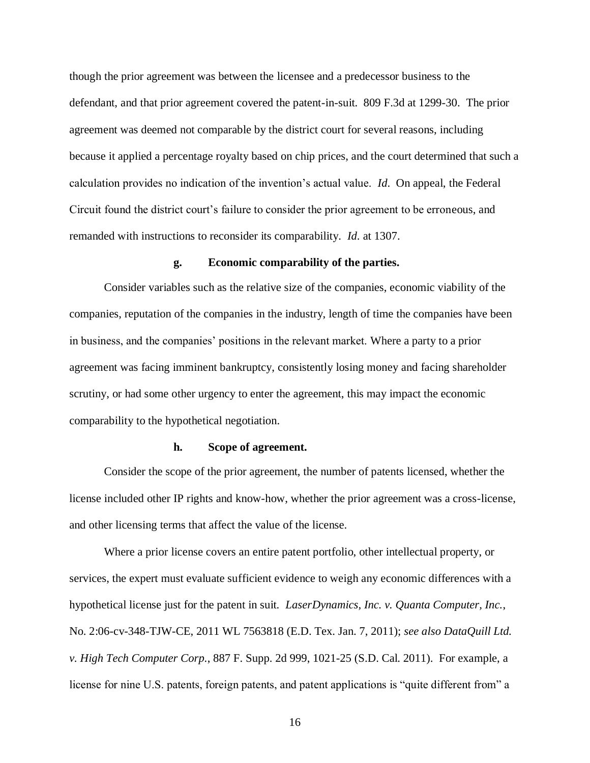though the prior agreement was between the licensee and a predecessor business to the defendant, and that prior agreement covered the patent-in-suit. 809 F.3d at 1299-30. The prior agreement was deemed not comparable by the district court for several reasons, including because it applied a percentage royalty based on chip prices, and the court determined that such a calculation provides no indication of the invention's actual value. *Id*. On appeal, the Federal Circuit found the district court's failure to consider the prior agreement to be erroneous, and remanded with instructions to reconsider its comparability. *Id.* at 1307.

#### g. Economic comparability of the parties.

Consider variables such as the relative size of the companies, economic viability of the companies, reputation of the companies in the industry, length of time the companies have been in business, and the companies' positions in the relevant market. Where a party to a prior agreement was facing imminent bankruptcy, consistently losing money and facing shareholder scrutiny, or had some other urgency to enter the agreement, this may impact the economic comparability to the hypothetical negotiation.

#### h. Scope of agreement.

Consider the scope of the prior agreement, the number of patents licensed, whether the license included other IP rights and know-how, whether the prior agreement was a cross-license, and other licensing terms that affect the value of the license.

Where a prior license covers an entire patent portfolio, other intellectual property, or services, the expert must evaluate sufficient evidence to weigh any economic differences with a hypothetical license just for the patent in suit. *LaserDynamics, Inc. v. Quanta Computer, Inc.*, No. 2:06-cv-348-TJW-CE, 2011 WL 7563818 (E.D. Tex. Jan. 7, 2011); *see also DataQuill Ltd. v. High Tech Computer Corp.*, 887 F. Supp. 2d 999, 1021-25 (S.D. Cal. 2011). For example, a license for nine U.S. patents, foreign patents, and patent applications is "quite different from" a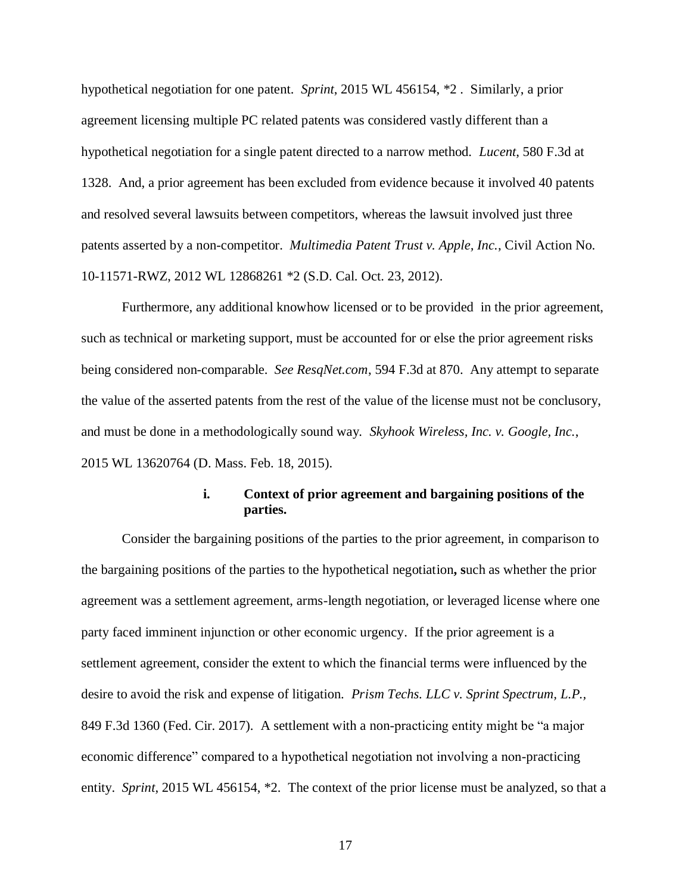hypothetical negotiation for one patent. *Sprint*, 2015 WL 456154, *2 . Similarly, a prior agreement licensing multiple PC related patents was considered vastly different than a hypothetical negotiation for a single patent directed to a narrow method. *Lucent*, 580 F.3d at 1328. And, a prior agreement has been excluded from evidence because it involved 40 patents and resolved several lawsuits between competitors, whereas the lawsuit involved just three patents asserted by a non-competitor. *Multimedia Patent Trust v. Apple, Inc.*, Civil Action No. 10-11571-RWZ, 2012 WL 12868261 *2 (S.D. Cal. Oct. 23, 2012).

Furthermore, any additional knowhow licensed or to be provided in the prior agreement, such as technical or marketing support, must be accounted for or else the prior agreement risks being considered non-comparable. *See ResqNet.com*, 594 F.3d at 870. Any attempt to separate the value of the asserted patents from the rest of the value of the license must not be conclusory, and must be done in a methodologically sound way. *Skyhook Wireless, Inc. v. Google, Inc.*, 2015 WL 13620764 (D. Mass. Feb. 18, 2015).

**i. Context of prior agreement and bargaining positions of the parties.**

Consider the bargaining positions of the parties to the prior agreement, in comparison to the bargaining positions of the parties to the hypothetical negotiation**, s**uch as whether the prior agreement was a settlement agreement, arms-length negotiation, or leveraged license where one party faced imminent injunction or other economic urgency. If the prior agreement is a settlement agreement, consider the extent to which the financial terms were influenced by the desire to avoid the risk and expense of litigation. *Prism Techs. LLC v. Sprint Spectrum, L.P.*, 849 F.3d 1360 (Fed. Cir. 2017). A settlement with a non-practicing entity might be "a major economic difference" compared to a hypothetical negotiation not involving a non-practicing entity. *Sprint*, 2015 WL 456154, *2. The context of the prior license must be analyzed, so that a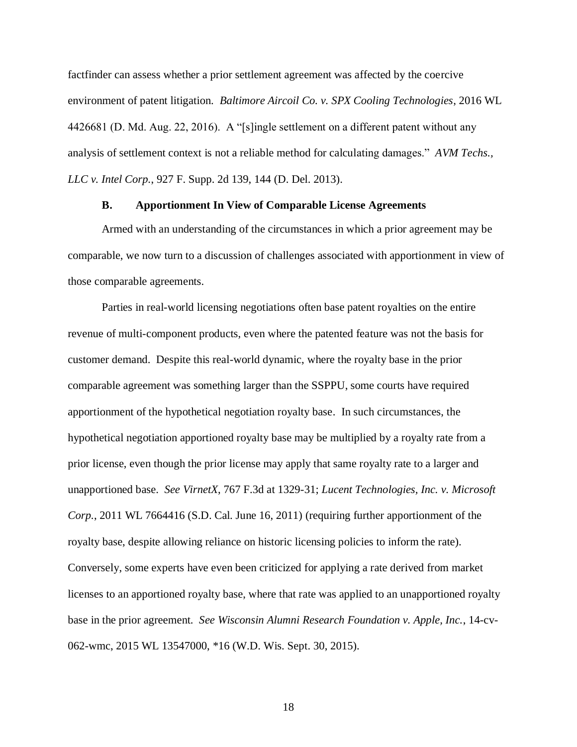factfinder can assess whether a prior settlement agreement was affected by the coercive environment of patent litigation. *Baltimore Aircoil Co. v. SPX Cooling Technologies*, 2016 WL 4426681 (D. Md. Aug. 22, 2016). A "[s]ingle settlement on a different patent without any analysis of settlement context is not a reliable method for calculating damages." *AVM Techs., LLC v. Intel Corp.*, 927 F. Supp. 2d 139, 144 (D. Del. 2013).

### B. Apportionment In View of Comparable License Agreements

Armed with an understanding of the circumstances in which a prior agreement may be comparable, we now turn to a discussion of challenges associated with apportionment in view of those comparable agreements.

Parties in real-world licensing negotiations often base patent royalties on the entire revenue of multi-component products, even where the patented feature was not the basis for customer demand. Despite this real-world dynamic, where the royalty base in the prior comparable agreement was something larger than the SSPPU, some courts have required apportionment of the hypothetical negotiation royalty base. In such circumstances, the hypothetical negotiation apportioned royalty base may be multiplied by a royalty rate from a prior license, even though the prior license may apply that same royalty rate to a larger and unapportioned base. *See VirnetX*, 767 F.3d at 1329-31; *Lucent Technologies, Inc. v. Microsoft Corp.*, 2011 WL 7664416 (S.D. Cal. June 16, 2011) (requiring further apportionment of the royalty base, despite allowing reliance on historic licensing policies to inform the rate). Conversely, some experts have even been criticized for applying a rate derived from market licenses to an apportioned royalty base, where that rate was applied to an unapportioned royalty base in the prior agreement. *See Wisconsin Alumni Research Foundation v. Apple, Inc.*, 14-cv-062-wmc, 2015 WL 13547000, *16 (W.D. Wis. Sept. 30, 2015).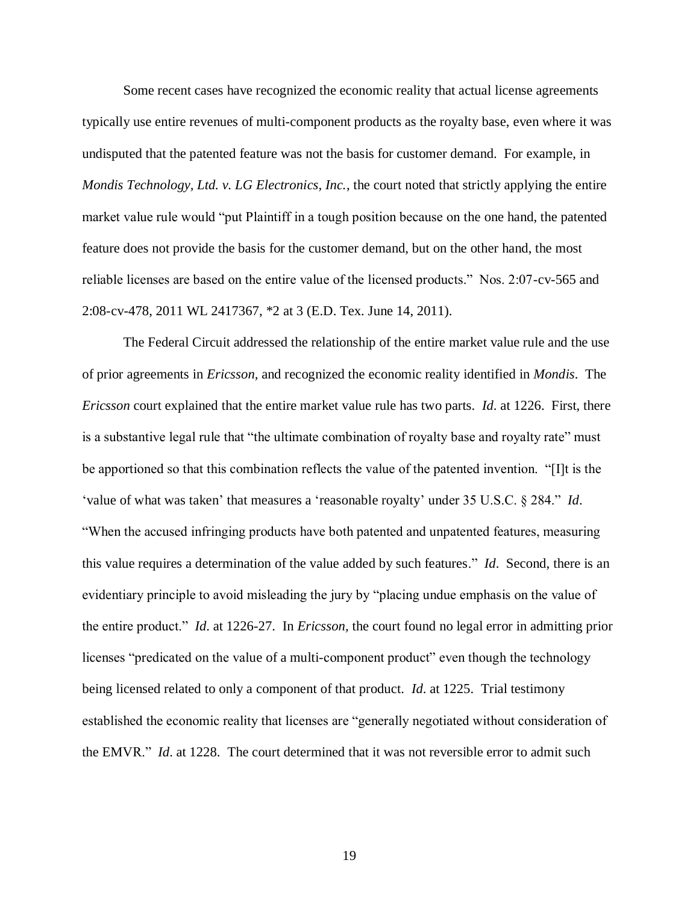Some recent cases have recognized the economic reality that actual license agreements typically use entire revenues of multi-component products as the royalty base, even where it was undisputed that the patented feature was not the basis for customer demand. For example, in *Mondis Technology, Ltd. v. LG Electronics, Inc.*, the court noted that strictly applying the entire market value rule would "put Plaintiff in a tough position because on the one hand, the patented feature does not provide the basis for the customer demand, but on the other hand, the most reliable licenses are based on the entire value of the licensed products." Nos. 2:07-cv-565 and 2:08-cv-478, 2011 WL 2417367, *2 at 3 (E.D. Tex. June 14, 2011).

The Federal Circuit addressed the relationship of the entire market value rule and the use of prior agreements in *Ericsson*, and recognized the economic reality identified in *Mondis*. The *Ericsson* court explained that the entire market value rule has two parts. *Id*. at 1226. First, there is a substantive legal rule that "the ultimate combination of royalty base and royalty rate" must be apportioned so that this combination reflects the value of the patented invention. "[I]t is the 'value of what was taken' that measures a 'reasonable royalty' under 35 U.S.C. § 284." *Id*. "When the accused infringing products have both patented and unpatented features, measuring this value requires a determination of the value added by such features." *Id*. Second, there is an evidentiary principle to avoid misleading the jury by "placing undue emphasis on the value of the entire product." *Id*. at 1226-27. In *Ericsson*, the court found no legal error in admitting prior licenses "predicated on the value of a multi-component product" even though the technology being licensed related to only a component of that product. *Id*. at 1225. Trial testimony established the economic reality that licenses are "generally negotiated without consideration of the EMVR." *Id*. at 1228. The court determined that it was not reversible error to admit such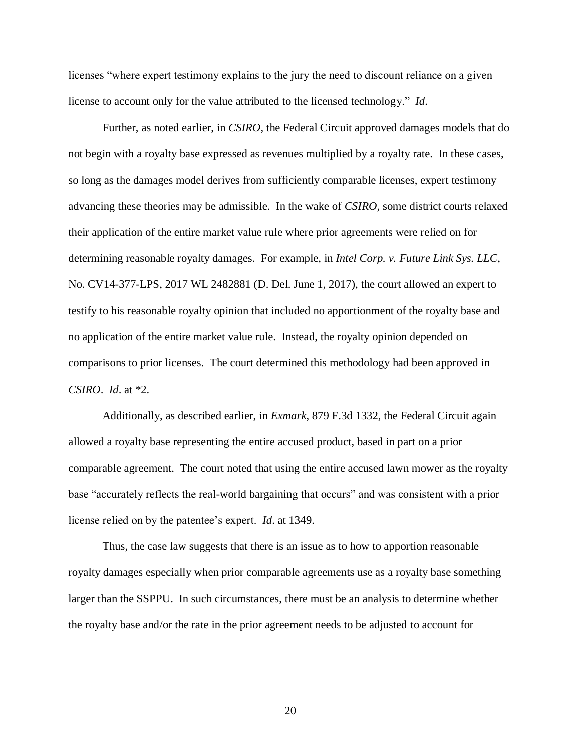licenses "where expert testimony explains to the jury the need to discount reliance on a given license to account only for the value attributed to the licensed technology." *Id*.

Further, as noted earlier, in *CSIRO*, the Federal Circuit approved damages models that do not begin with a royalty base expressed as revenues multiplied by a royalty rate. In these cases, so long as the damages model derives from sufficiently comparable licenses, expert testimony advancing these theories may be admissible. In the wake of *CSIRO*, some district courts relaxed their application of the entire market value rule where prior agreements were relied on for determining reasonable royalty damages. For example, in *Intel Corp. v. Future Link Sys. LLC*, No. CV14-377-LPS, 2017 WL 2482881 (D. Del. June 1, 2017), the court allowed an expert to testify to his reasonable royalty opinion that included no apportionment of the royalty base and no application of the entire market value rule. Instead, the royalty opinion depended on comparisons to prior licenses. The court determined this methodology had been approved in *CSIRO*. *Id*. at *2.

Additionally, as described earlier, in *Exmark*, 879 F.3d 1332, the Federal Circuit again allowed a royalty base representing the entire accused product, based in part on a prior comparable agreement. The court noted that using the entire accused lawn mower as the royalty base "accurately reflects the real-world bargaining that occurs" and was consistent with a prior license relied on by the patentee's expert. *Id*. at 1349.

Thus, the case law suggests that there is an issue as to how to apportion reasonable royalty damages especially when prior comparable agreements use as a royalty base something larger than the SSPPU. In such circumstances, there must be an analysis to determine whether the royalty base and/or the rate in the prior agreement needs to be adjusted to account for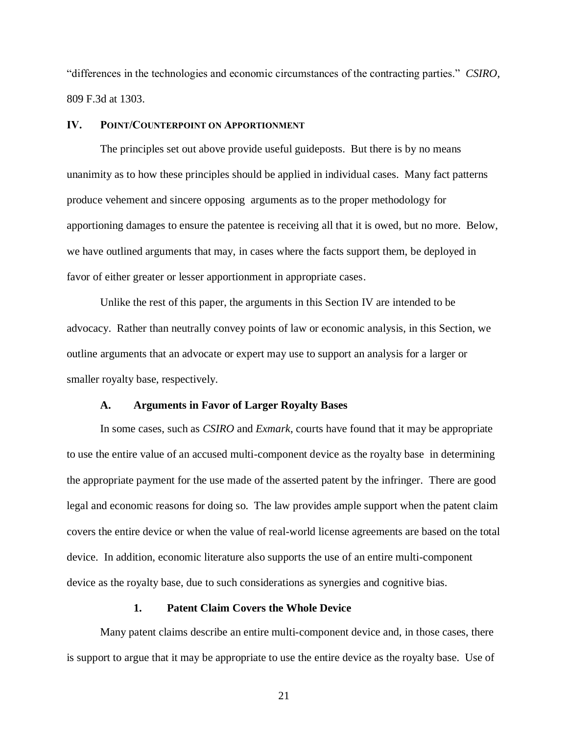"differences in the technologies and economic circumstances of the contracting parties." *CSIRO*, 809 F.3d at 1303.

## IV. Point/Counterpoint on Apportionment

The principles set out above provide useful guideposts. But there is by no means unanimity as to how these principles should be applied in individual cases. Many fact patterns produce vehement and sincere opposing arguments as to the proper methodology for apportioning damages to ensure the patentee is receiving all that it is owed, but no more. Below, we have outlined arguments that may, in cases where the facts support them, be deployed in favor of either greater or lesser apportionment in appropriate cases.

Unlike the rest of this paper, the arguments in this Section IV are intended to be advocacy. Rather than neutrally convey points of law or economic analysis, in this Section, we outline arguments that an advocate or expert may use to support an analysis for a larger or smaller royalty base, respectively.

### A. Arguments in Favor of Larger Royalty Bases

In some cases, such as *CSIRO* and *Exmark*, courts have found that it may be appropriate to use the entire value of an accused multi-component device as the royalty base in determining the appropriate payment for the use made of the asserted patent by the infringer. There are good legal and economic reasons for doing so. The law provides ample support when the patent claim covers the entire device or when the value of real-world license agreements are based on the total device. In addition, economic literature also supports the use of an entire multi-component device as the royalty base, due to such considerations as synergies and cognitive bias.

#### 1. Patent Claim Covers the Whole Device

Many patent claims describe an entire multi-component device and, in those cases, there is support to argue that it may be appropriate to use the entire device as the royalty base. Use of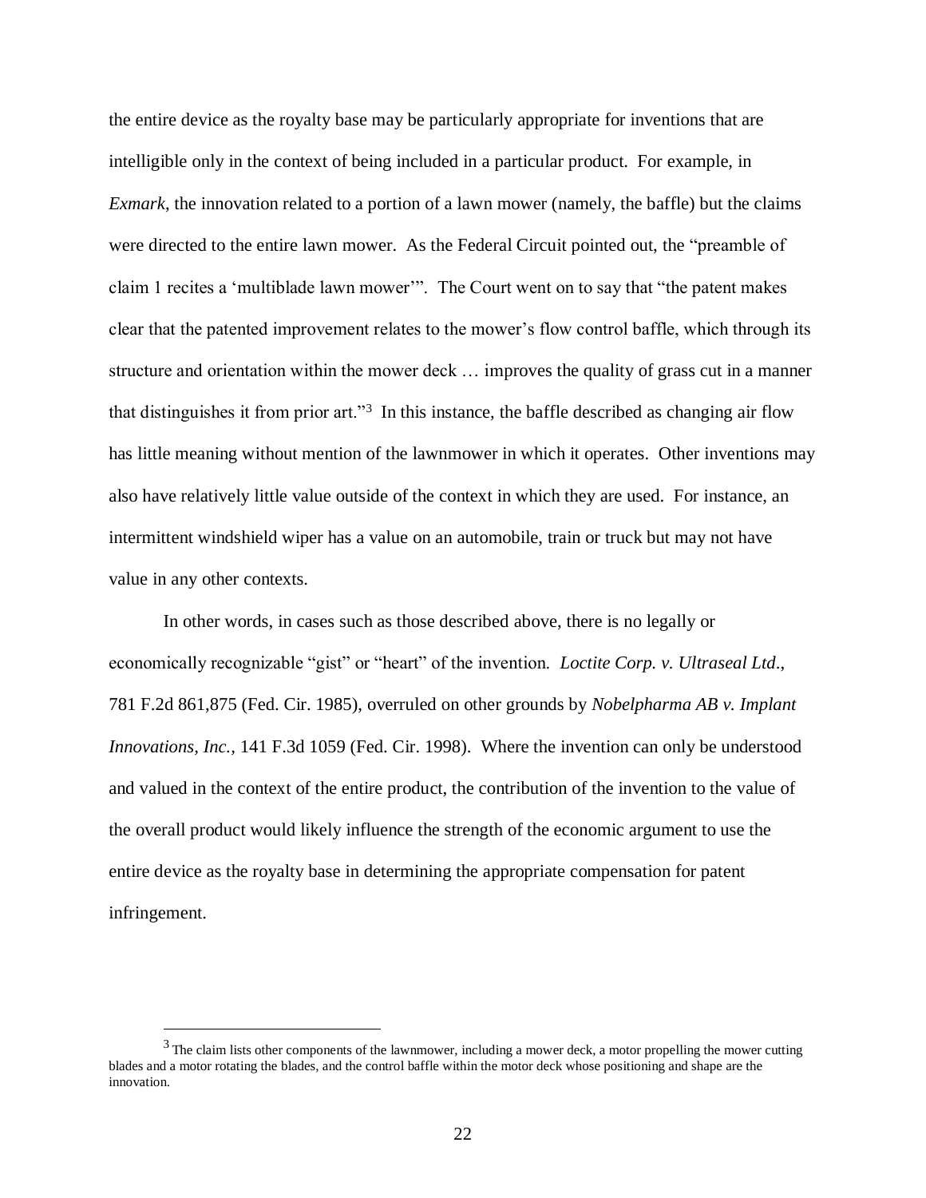the entire device as the royalty base may be particularly appropriate for inventions that are intelligible only in the context of being included in a particular product. For example, in *Exmark*, the innovation related to a portion of a lawn mower (namely, the baffle) but the claims were directed to the entire lawn mower. As the Federal Circuit pointed out, the "preamble of claim 1 recites a 'multiblade lawn mower'". The Court went on to say that "the patent makes clear that the patented improvement relates to the mower's flow control baffle, which through its structure and orientation within the mower deck … improves the quality of grass cut in a manner that distinguishes it from prior art."[3] In this instance, the baffle described as changing air flow has little meaning without mention of the lawnmower in which it operates. Other inventions may also have relatively little value outside of the context in which they are used. For instance, an intermittent windshield wiper has a value on an automobile, train or truck but may not have value in any other contexts.

In other words, in cases such as those described above, there is no legally or economically recognizable "gist" or "heart" of the invention. *Loctite Corp. v. Ultraseal Ltd*., 781 F.2d 861,875 (Fed. Cir. 1985), overruled on other grounds by *Nobelpharma AB v. Implant Innovations, Inc.*, 141 F.3d 1059 (Fed. Cir. 1998). Where the invention can only be understood and valued in the context of the entire product, the contribution of the invention to the value of the overall product would likely influence the strength of the economic argument to use the entire device as the royalty base in determining the appropriate compensation for patent infringement.

[3] The claim lists other components of the lawnmower, including a mower deck, a motor propelling the mower cutting blades and a motor rotating the blades, and the control baffle within the motor deck whose positioning and shape are the innovation.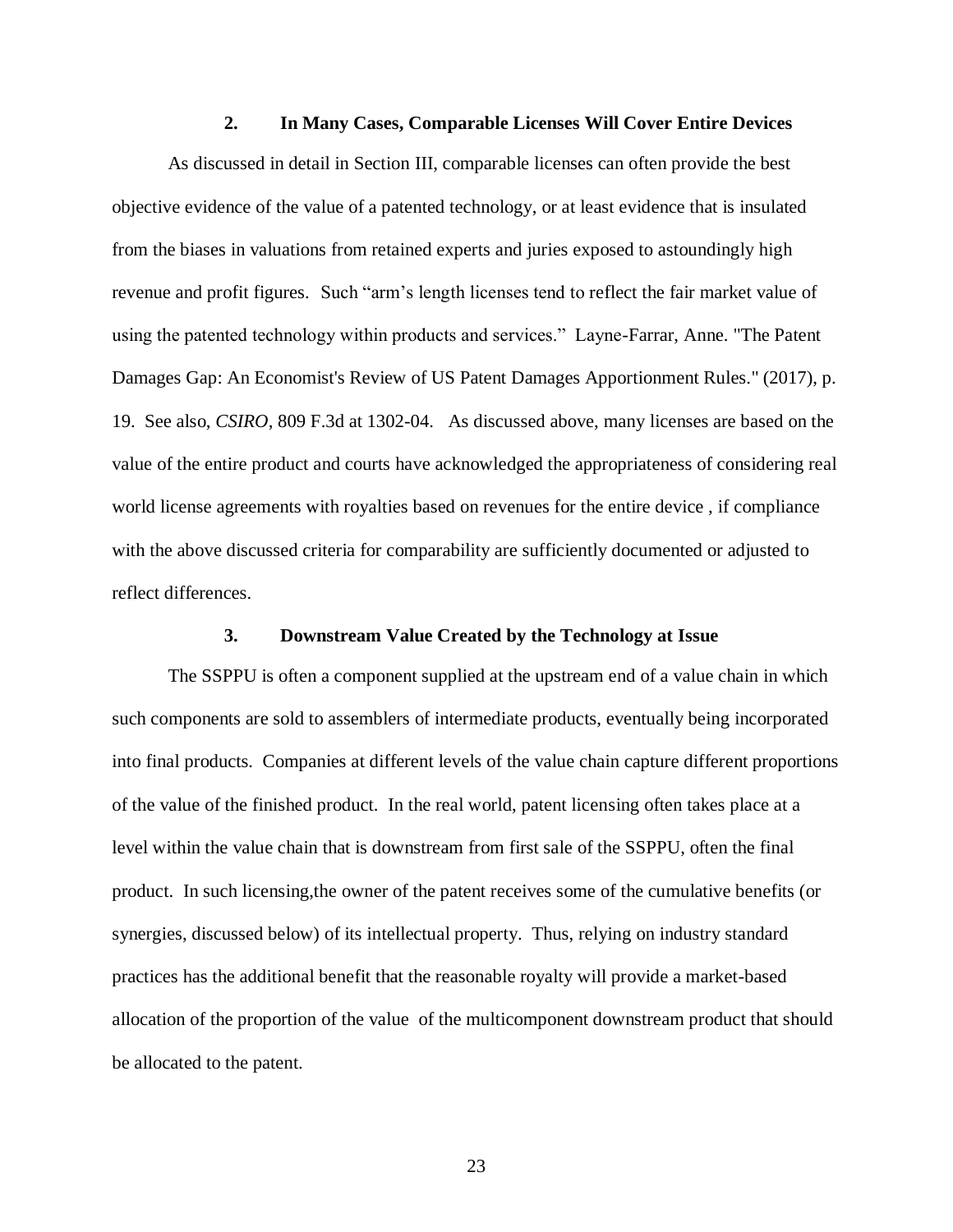### 2. In Many Cases, Comparable Licenses Will Cover Entire Devices

As discussed in detail in Section III, comparable licenses can often provide the best objective evidence of the value of a patented technology, or at least evidence that is insulated from the biases in valuations from retained experts and juries exposed to astoundingly high revenue and profit figures. Such "arm's length licenses tend to reflect the fair market value of using the patented technology within products and services." Layne-Farrar, Anne. "The Patent Damages Gap: An Economist's Review of US Patent Damages Apportionment Rules." (2017), p. 19. See also, *CSIRO*, 809 F.3d at 1302-04. As discussed above, many licenses are based on the value of the entire product and courts have acknowledged the appropriateness of considering real world license agreements with royalties based on revenues for the entire device , if compliance with the above discussed criteria for comparability are sufficiently documented or adjusted to reflect differences.

### 3. Downstream Value Created by the Technology at Issue

The SSPPU is often a component supplied at the upstream end of a value chain in which such components are sold to assemblers of intermediate products, eventually being incorporated into final products. Companies at different levels of the value chain capture different proportions of the value of the finished product. In the real world, patent licensing often takes place at a level within the value chain that is downstream from first sale of the SSPPU, often the final product. In such licensing,the owner of the patent receives some of the cumulative benefits (or synergies, discussed below) of its intellectual property. Thus, relying on industry standard practices has the additional benefit that the reasonable royalty will provide a market-based allocation of the proportion of the value of the multicomponent downstream product that should be allocated to the patent.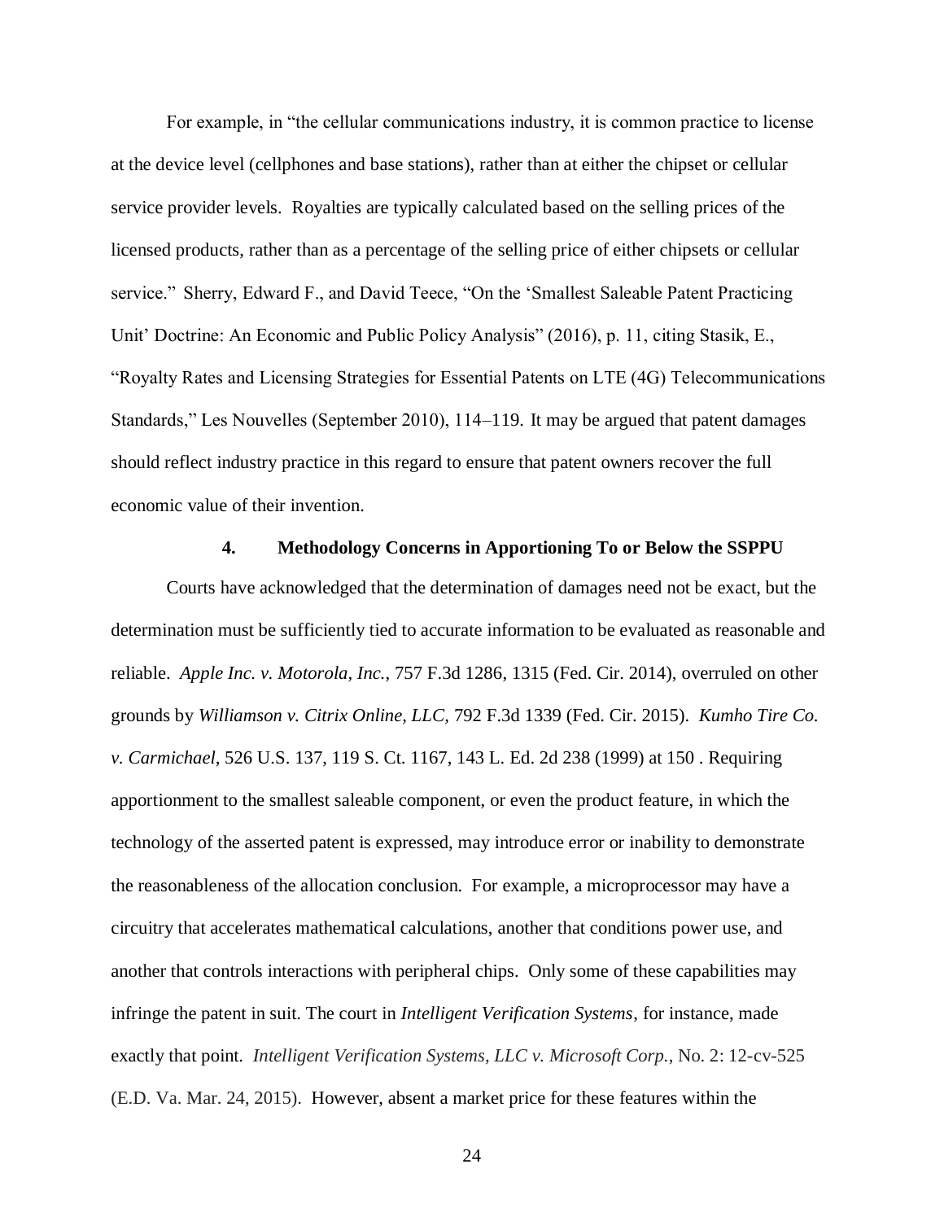For example, in "the cellular communications industry, it is common practice to license at the device level (cellphones and base stations), rather than at either the chipset or cellular service provider levels. Royalties are typically calculated based on the selling prices of the licensed products, rather than as a percentage of the selling price of either chipsets or cellular service." Sherry, Edward F., and David Teece, "On the 'Smallest Saleable Patent Practicing Unit' Doctrine: An Economic and Public Policy Analysis" (2016), p. 11, citing Stasik, E., "Royalty Rates and Licensing Strategies for Essential Patents on LTE (4G) Telecommunications Standards," Les Nouvelles (September 2010), 114–119. It may be argued that patent damages should reflect industry practice in this regard to ensure that patent owners recover the full economic value of their invention.

#### 4. Methodology Concerns in Apportioning To or Below the SSPPU

Courts have acknowledged that the determination of damages need not be exact, but the determination must be sufficiently tied to accurate information to be evaluated as reasonable and reliable. *Apple Inc. v. Motorola, Inc.*, 757 F.3d 1286, 1315 (Fed. Cir. 2014), overruled on other grounds by *Williamson v. Citrix Online, LLC*, 792 F.3d 1339 (Fed. Cir. 2015). *Kumho Tire Co. v. Carmichael*, 526 U.S. 137, 119 S. Ct. 1167, 143 L. Ed. 2d 238 (1999) at 150 . Requiring apportionment to the smallest saleable component, or even the product feature, in which the technology of the asserted patent is expressed, may introduce error or inability to demonstrate the reasonableness of the allocation conclusion. For example, a microprocessor may have a circuitry that accelerates mathematical calculations, another that conditions power use, and another that controls interactions with peripheral chips. Only some of these capabilities may infringe the patent in suit. The court in *Intelligent Verification Systems*, for instance, made exactly that point. *Intelligent Verification Systems, LLC v. Microsoft Corp.*, No. 2: 12-cv-525 (E.D. Va. Mar. 24, 2015). However, absent a market price for these features within the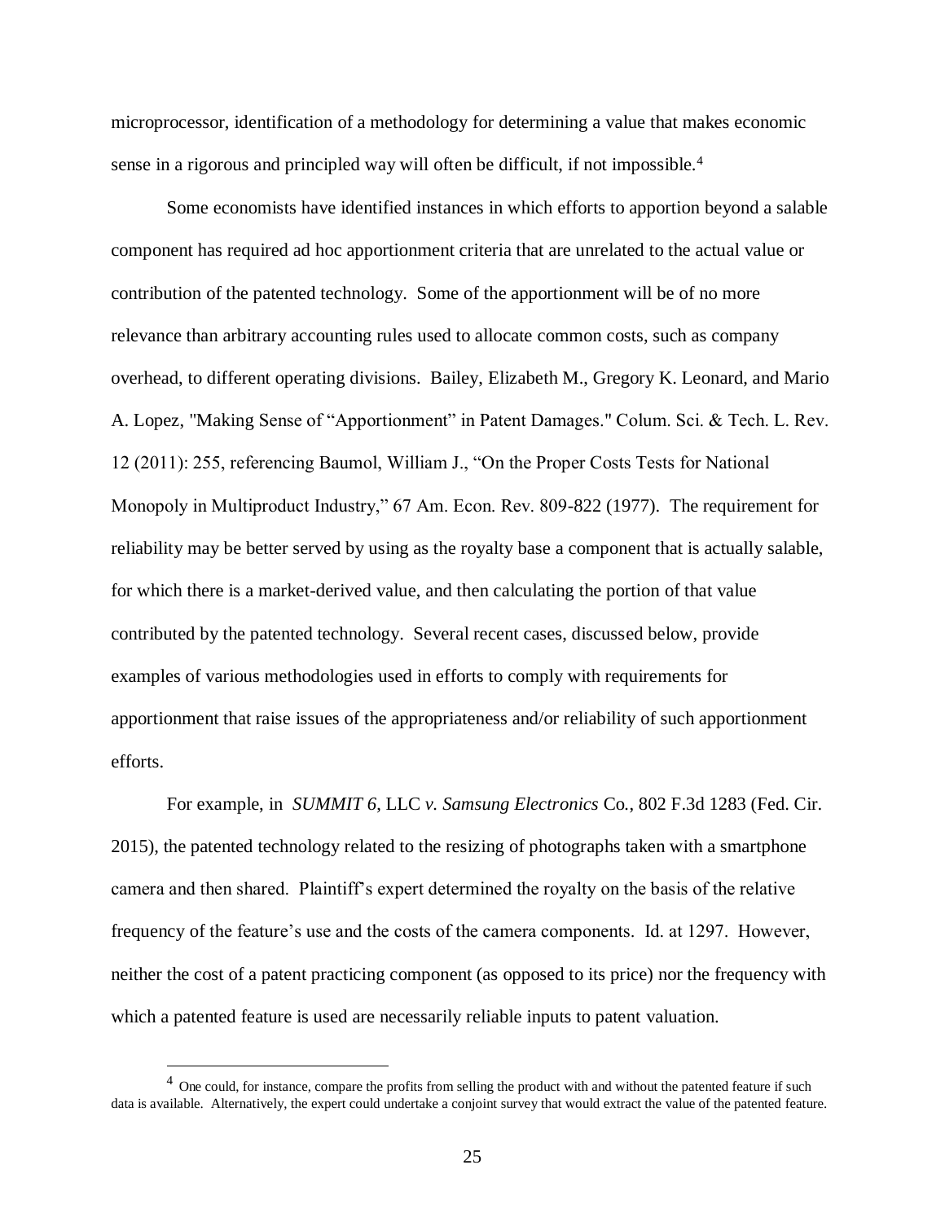microprocessor, identification of a methodology for determining a value that makes economic sense in a rigorous and principled way will often be difficult, if not impossible.[4]

Some economists have identified instances in which efforts to apportion beyond a salable component has required ad hoc apportionment criteria that are unrelated to the actual value or contribution of the patented technology. Some of the apportionment will be of no more relevance than arbitrary accounting rules used to allocate common costs, such as company overhead, to different operating divisions. Bailey, Elizabeth M., Gregory K. Leonard, and Mario A. Lopez, "Making Sense of "Apportionment" in Patent Damages." Colum. Sci. & Tech. L. Rev. 12 (2011): 255, referencing Baumol, William J., "On the Proper Costs Tests for National Monopoly in Multiproduct Industry," 67 Am. Econ. Rev. 809-822 (1977). The requirement for reliability may be better served by using as the royalty base a component that is actually salable, for which there is a market-derived value, and then calculating the portion of that value contributed by the patented technology. Several recent cases, discussed below, provide examples of various methodologies used in efforts to comply with requirements for apportionment that raise issues of the appropriateness and/or reliability of such apportionment efforts.

For example, in *SUMMIT 6*, LLC *v. Samsung Electronics* Co., 802 F.3d 1283 (Fed. Cir. 2015), the patented technology related to the resizing of photographs taken with a smartphone camera and then shared. Plaintiff's expert determined the royalty on the basis of the relative frequency of the feature's use and the costs of the camera components. Id. at 1297. However, neither the cost of a patent practicing component (as opposed to its price) nor the frequency with which a patented feature is used are necessarily reliable inputs to patent valuation.

---

[4] One could, for instance, compare the profits from selling the product with and without the patented feature if such data is available. Alternatively, the expert could undertake a conjoint survey that would extract the value of the patented feature.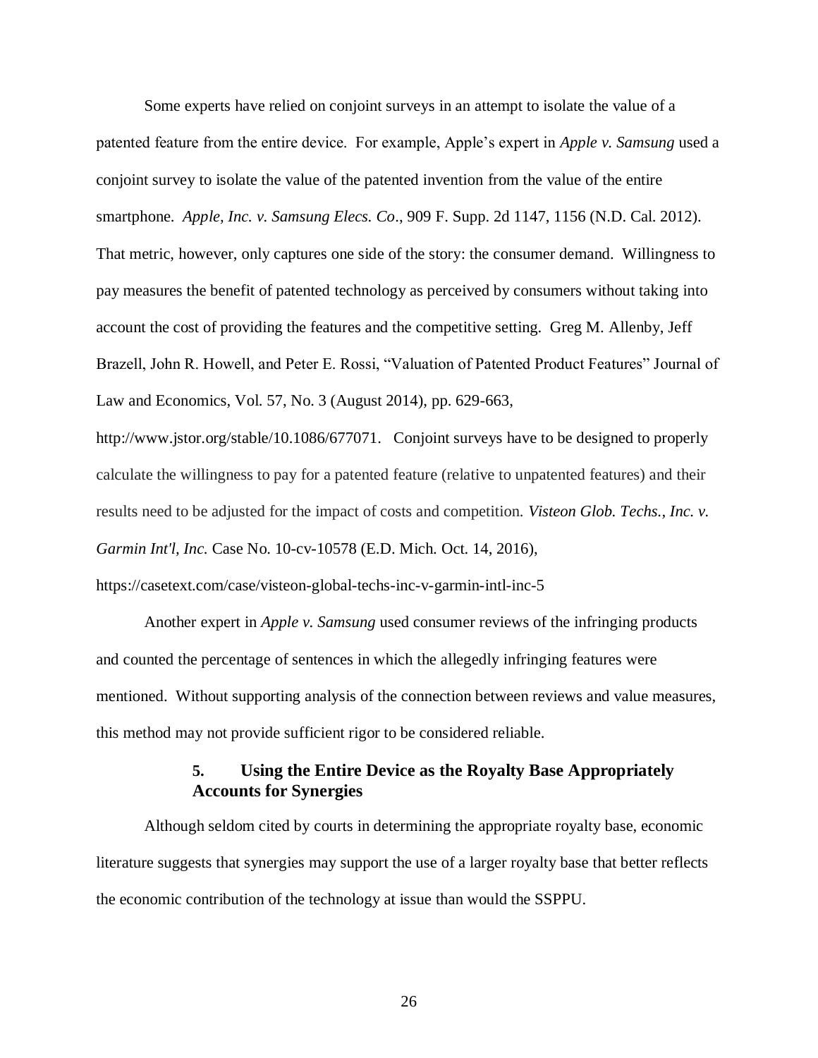Some experts have relied on conjoint surveys in an attempt to isolate the value of a patented feature from the entire device. For example, Apple's expert in *Apple v. Samsung* used a conjoint survey to isolate the value of the patented invention from the value of the entire smartphone. *Apple, Inc. v. Samsung Elecs. Co*., 909 F. Supp. 2d 1147, 1156 (N.D. Cal. 2012). That metric, however, only captures one side of the story: the consumer demand. Willingness to pay measures the benefit of patented technology as perceived by consumers without taking into account the cost of providing the features and the competitive setting. Greg M. Allenby, Jeff Brazell, John R. Howell, and Peter E. Rossi, "Valuation of Patented Product Features" Journal of Law and Economics, Vol. 57, No. 3 (August 2014), pp. 629-663, http://www.jstor.org/stable/10.1086/677071. Conjoint surveys have to be designed to properly calculate the willingness to pay for a patented feature (relative to unpatented features) and their results need to be adjusted for the impact of costs and competition. *Visteon Glob. Techs., Inc. v. Garmin Int'l, Inc.* Case No. 10-cv-10578 (E.D. Mich. Oct. 14, 2016), https://casetext.com/case/visteon-global-techs-inc-v-garmin-intl-inc-5

Another expert in *Apple v. Samsung* used consumer reviews of the infringing products and counted the percentage of sentences in which the allegedly infringing features were mentioned. Without supporting analysis of the connection between reviews and value measures, this method may not provide sufficient rigor to be considered reliable.

### 5. Using the Entire Device as the Royalty Base Appropriately Accounts for Synergies

Although seldom cited by courts in determining the appropriate royalty base, economic literature suggests that synergies may support the use of a larger royalty base that better reflects the economic contribution of the technology at issue than would the SSPPU.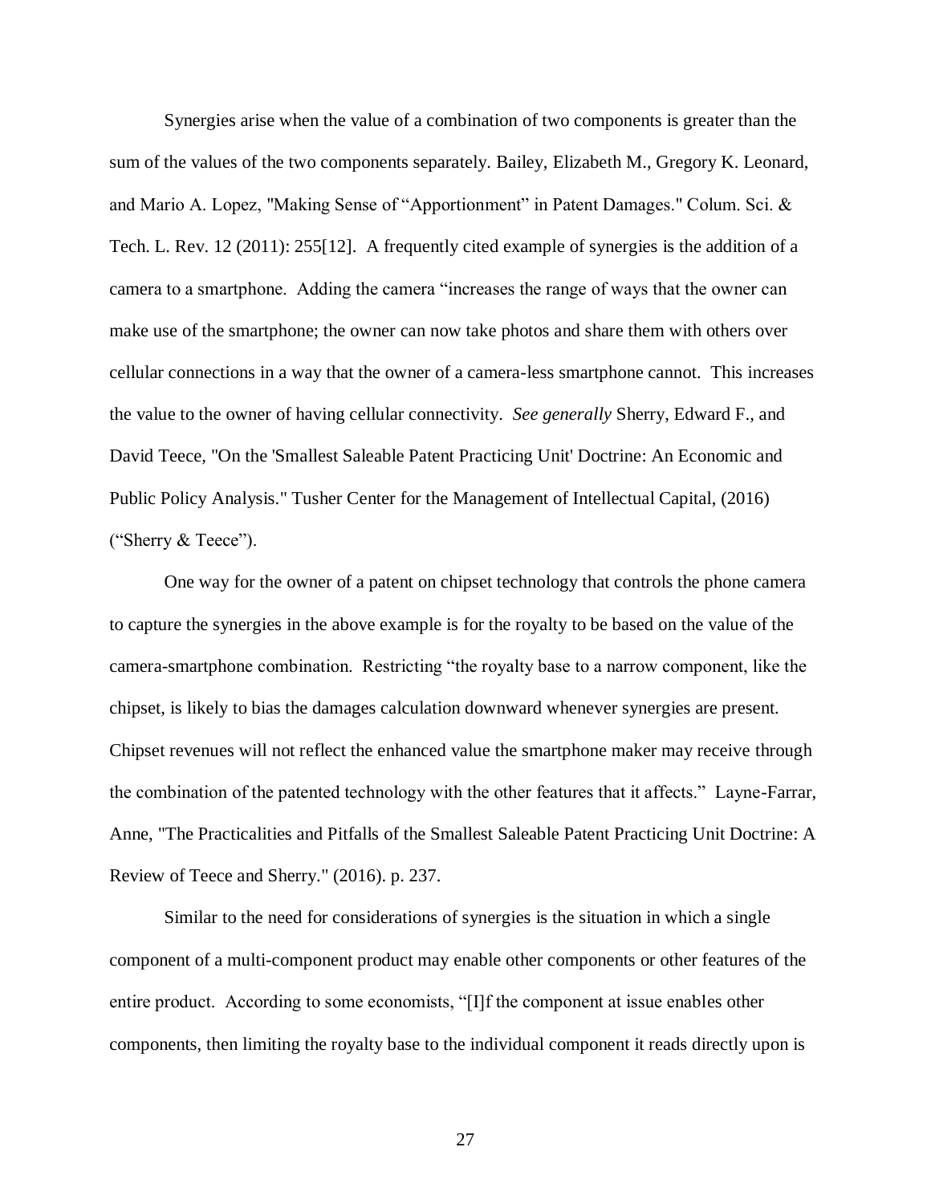Synergies arise when the value of a combination of two components is greater than the sum of the values of the two components separately. Bailey, Elizabeth M., Gregory K. Leonard, and Mario A. Lopez, "Making Sense of "Apportionment" in Patent Damages." Colum. Sci. & Tech. L. Rev. 12 (2011): 255[12]. A frequently cited example of synergies is the addition of a camera to a smartphone. Adding the camera "increases the range of ways that the owner can make use of the smartphone; the owner can now take photos and share them with others over cellular connections in a way that the owner of a camera-less smartphone cannot. This increases the value to the owner of having cellular connectivity. *See generally* Sherry, Edward F., and David Teece, "On the 'Smallest Saleable Patent Practicing Unit' Doctrine: An Economic and Public Policy Analysis." Tusher Center for the Management of Intellectual Capital, (2016) ("Sherry & Teece").

One way for the owner of a patent on chipset technology that controls the phone camera to capture the synergies in the above example is for the royalty to be based on the value of the camera-smartphone combination. Restricting "the royalty base to a narrow component, like the chipset, is likely to bias the damages calculation downward whenever synergies are present. Chipset revenues will not reflect the enhanced value the smartphone maker may receive through the combination of the patented technology with the other features that it affects." Layne-Farrar, Anne, "The Practicalities and Pitfalls of the Smallest Saleable Patent Practicing Unit Doctrine: A Review of Teece and Sherry." (2016). p. 237.

Similar to the need for considerations of synergies is the situation in which a single component of a multi-component product may enable other components or other features of the entire product. According to some economists, "[I]f the component at issue enables other components, then limiting the royalty base to the individual component it reads directly upon is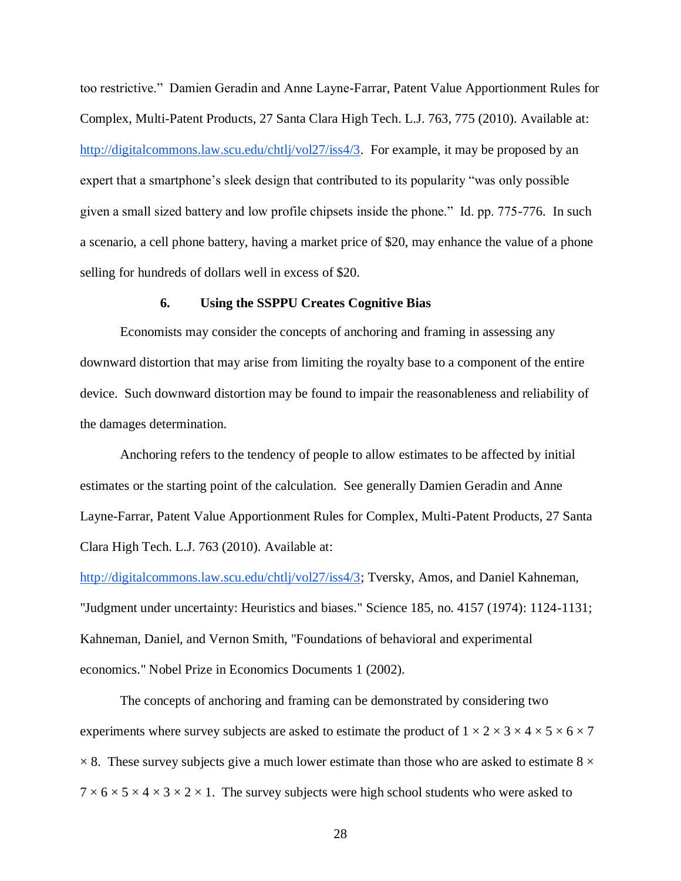too restrictive." Damien Geradin and Anne Layne-Farrar, Patent Value Apportionment Rules for Complex, Multi-Patent Products, 27 Santa Clara High Tech. L.J. 763, 775 (2010). Available at: http://digitalcommons.law.scu.edu/chtlj/vol27/iss4/3. For example, it may be proposed by an expert that a smartphone's sleek design that contributed to its popularity "was only possible given a small sized battery and low profile chipsets inside the phone." Id. pp. 775-776. In such a scenario, a cell phone battery, having a market price of $20, may enhance the value of a phone selling for hundreds of dollars well in excess of $20.

### 6. Using the SSPPU Creates Cognitive Bias

Economists may consider the concepts of anchoring and framing in assessing any downward distortion that may arise from limiting the royalty base to a component of the entire device. Such downward distortion may be found to impair the reasonableness and reliability of the damages determination.

Anchoring refers to the tendency of people to allow estimates to be affected by initial estimates or the starting point of the calculation. See generally Damien Geradin and Anne Layne-Farrar, Patent Value Apportionment Rules for Complex, Multi-Patent Products, 27 Santa Clara High Tech. L.J. 763 (2010). Available at: http://digitalcommons.law.scu.edu/chtlj/vol27/iss4/3; Tversky, Amos, and Daniel Kahneman, "Judgment under uncertainty: Heuristics and biases." Science 185, no. 4157 (1974): 1124-1131; Kahneman, Daniel, and Vernon Smith, "Foundations of behavioral and experimental economics." Nobel Prize in Economics Documents 1 (2002).

The concepts of anchoring and framing can be demonstrated by considering two experiments where survey subjects are asked to estimate the product of $1 \times 2 \times 3 \times 4 \times 5 \times 6 \times 7 \times 8$. These survey subjects give a much lower estimate than those who are asked to estimate $8 \times 7 \times 6 \times 5 \times 4 \times 3 \times 2 \times 1$. The survey subjects were high school students who were asked to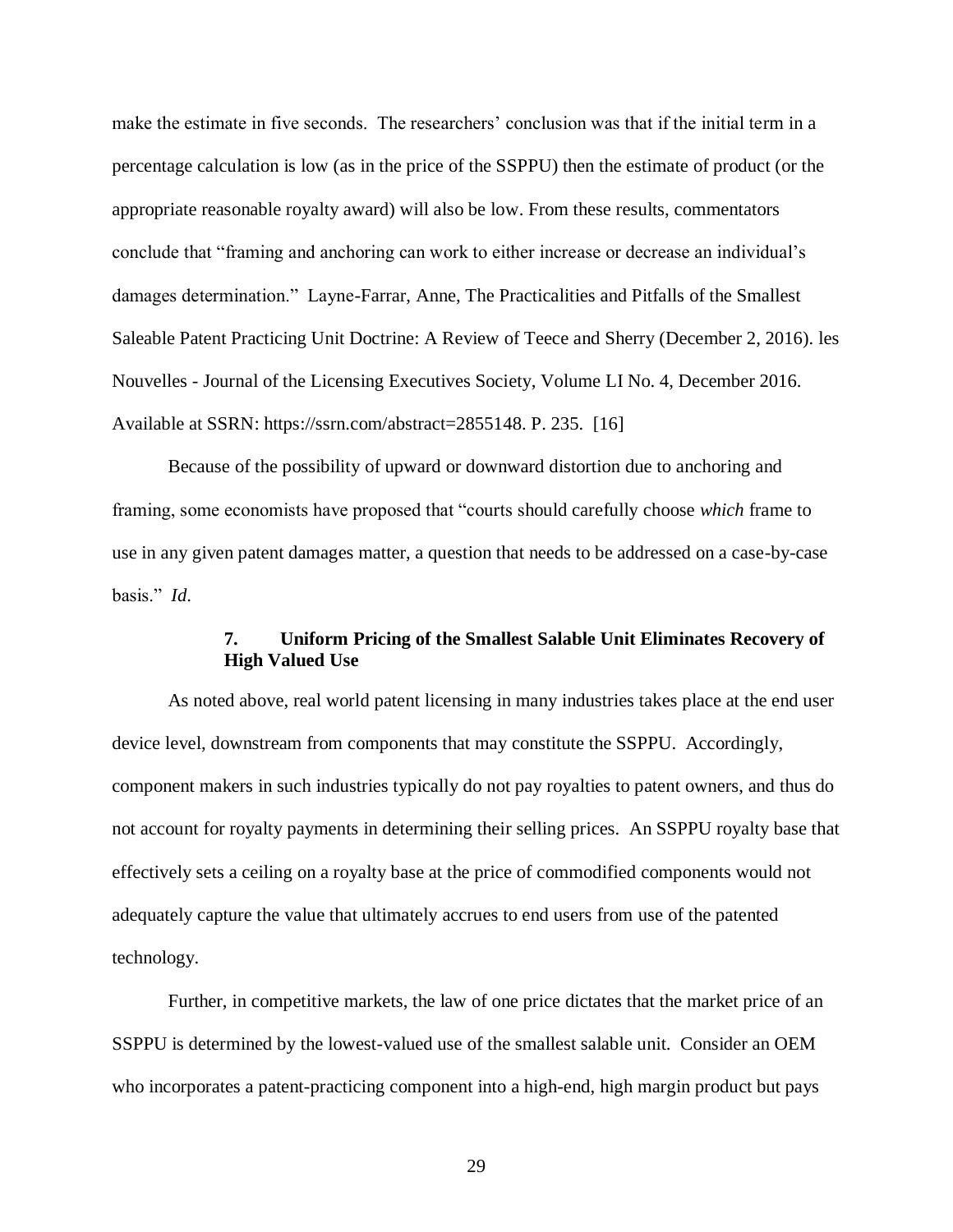make the estimate in five seconds. The researchers' conclusion was that if the initial term in a percentage calculation is low (as in the price of the SSPPU) then the estimate of product (or the appropriate reasonable royalty award) will also be low. From these results, commentators conclude that "framing and anchoring can work to either increase or decrease an individual's damages determination." Layne-Farrar, Anne, The Practicalities and Pitfalls of the Smallest Saleable Patent Practicing Unit Doctrine: A Review of Teece and Sherry (December 2, 2016). les Nouvelles - Journal of the Licensing Executives Society, Volume LI No. 4, December 2016. Available at SSRN: https://ssrn.com/abstract=2855148. P. 235. [16]

Because of the possibility of upward or downward distortion due to anchoring and framing, some economists have proposed that "courts should carefully choose *which* frame to use in any given patent damages matter, a question that needs to be addressed on a case-by-case basis." *Id.*

### 7. Uniform Pricing of the Smallest Salable Unit Eliminates Recovery of High Valued Use

As noted above, real world patent licensing in many industries takes place at the end user device level, downstream from components that may constitute the SSPPU. Accordingly, component makers in such industries typically do not pay royalties to patent owners, and thus do not account for royalty payments in determining their selling prices. An SSPPU royalty base that effectively sets a ceiling on a royalty base at the price of commodified components would not adequately capture the value that ultimately accrues to end users from use of the patented technology.

Further, in competitive markets, the law of one price dictates that the market price of an SSPPU is determined by the lowest-valued use of the smallest salable unit. Consider an OEM who incorporates a patent-practicing component into a high-end, high margin product but pays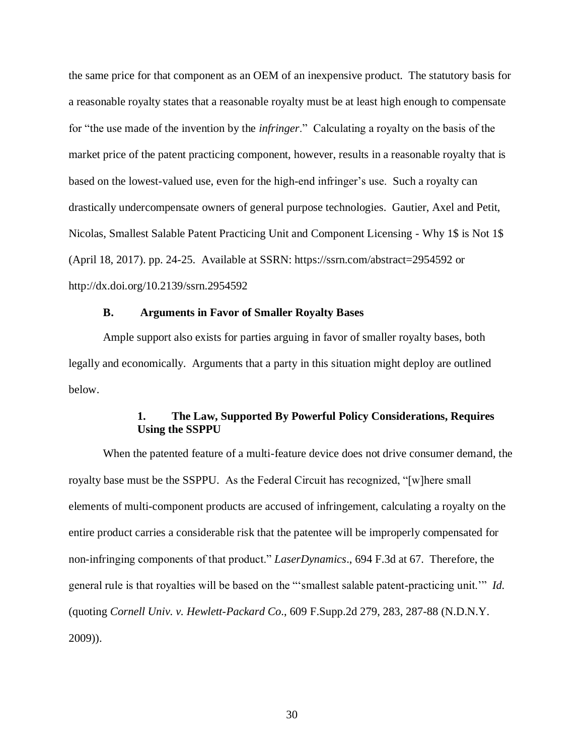the same price for that component as an OEM of an inexpensive product. The statutory basis for a reasonable royalty states that a reasonable royalty must be at least high enough to compensate for "the use made of the invention by the *infringer*." Calculating a royalty on the basis of the market price of the patent practicing component, however, results in a reasonable royalty that is based on the lowest-valued use, even for the high-end infringer's use. Such a royalty can drastically undercompensate owners of general purpose technologies. Gautier, Axel and Petit, Nicolas, Smallest Salable Patent Practicing Unit and Component Licensing - Why 1$ is Not 1$ (April 18, 2017). pp. 24-25. Available at SSRN: https://ssrn.com/abstract=2954592 or http://dx.doi.org/10.2139/ssrn.2954592

### B. Arguments in Favor of Smaller Royalty Bases

Ample support also exists for parties arguing in favor of smaller royalty bases, both legally and economically. Arguments that a party in this situation might deploy are outlined below.

#### 1. The Law, Supported By Powerful Policy Considerations, Requires Using the SSPPU

When the patented feature of a multi-feature device does not drive consumer demand, the royalty base must be the SSPPU. As the Federal Circuit has recognized, "[w]here small elements of multi-component products are accused of infringement, calculating a royalty on the entire product carries a considerable risk that the patentee will be improperly compensated for non-infringing components of that product." *LaserDynamics*., 694 F.3d at 67. Therefore, the general rule is that royalties will be based on the "'smallest salable patent-practicing unit.'" *Id.* (quoting *Cornell Univ. v. Hewlett-Packard Co*., 609 F.Supp.2d 279, 283, 287-88 (N.D.N.Y. 2009)).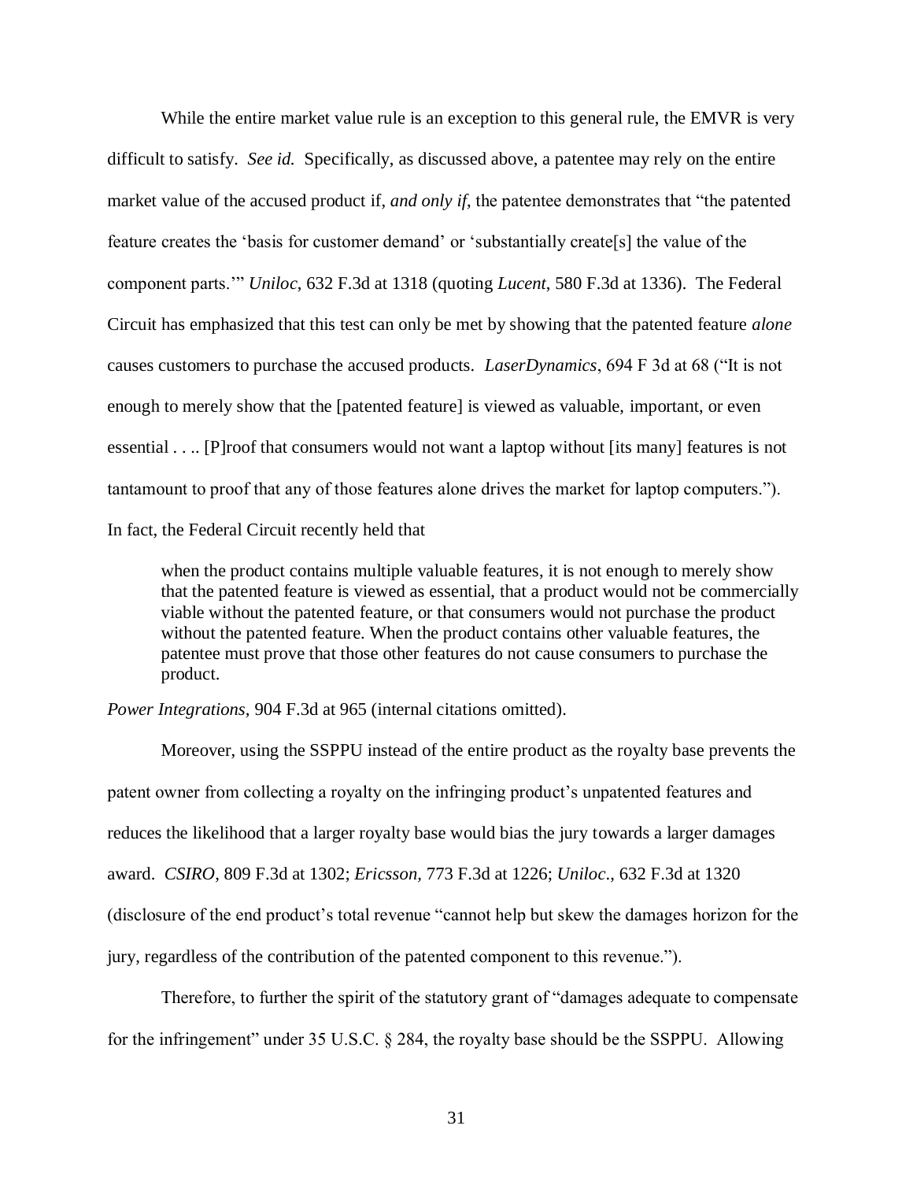While the entire market value rule is an exception to this general rule, the EMVR is very difficult to satisfy. *See id.* Specifically, as discussed above, a patentee may rely on the entire market value of the accused product if, ***and only if***, the patentee demonstrates that "the patented feature creates the 'basis for customer demand' or 'substantially create[s] the value of the component parts.'" *Uniloc*, 632 F.3d at 1318 (quoting *Lucent*, 580 F.3d at 1336). The Federal Circuit has emphasized that this test can only be met by showing that the patented feature *alone* causes customers to purchase the accused products. *LaserDynamics*, 694 F 3d at 68 ("It is not enough to merely show that the [patented feature] is viewed as valuable, important, or even essential . . .. [P]roof that consumers would not want a laptop without [its many] features is not tantamount to proof that any of those features alone drives the market for laptop computers."). In fact, the Federal Circuit recently held that

> when the product contains multiple valuable features, it is not enough to merely show that the patented feature is viewed as essential, that a product would not be commercially viable without the patented feature, or that consumers would not purchase the product without the patented feature. When the product contains other valuable features, the patentee must prove that those other features do not cause consumers to purchase the product.

*Power Integrations*, 904 F.3d at 965 (internal citations omitted).

Moreover, using the SSPPU instead of the entire product as the royalty base prevents the patent owner from collecting a royalty on the infringing product's unpatented features and reduces the likelihood that a larger royalty base would bias the jury towards a larger damages award. *CSIRO*, 809 F.3d at 1302; *Ericsson*, 773 F.3d at 1226; *Uniloc*., 632 F.3d at 1320 (disclosure of the end product's total revenue "cannot help but skew the damages horizon for the jury, regardless of the contribution of the patented component to this revenue.").

Therefore, to further the spirit of the statutory grant of "damages adequate to compensate for the infringement" under 35 U.S.C. § 284, the royalty base should be the SSPPU. Allowing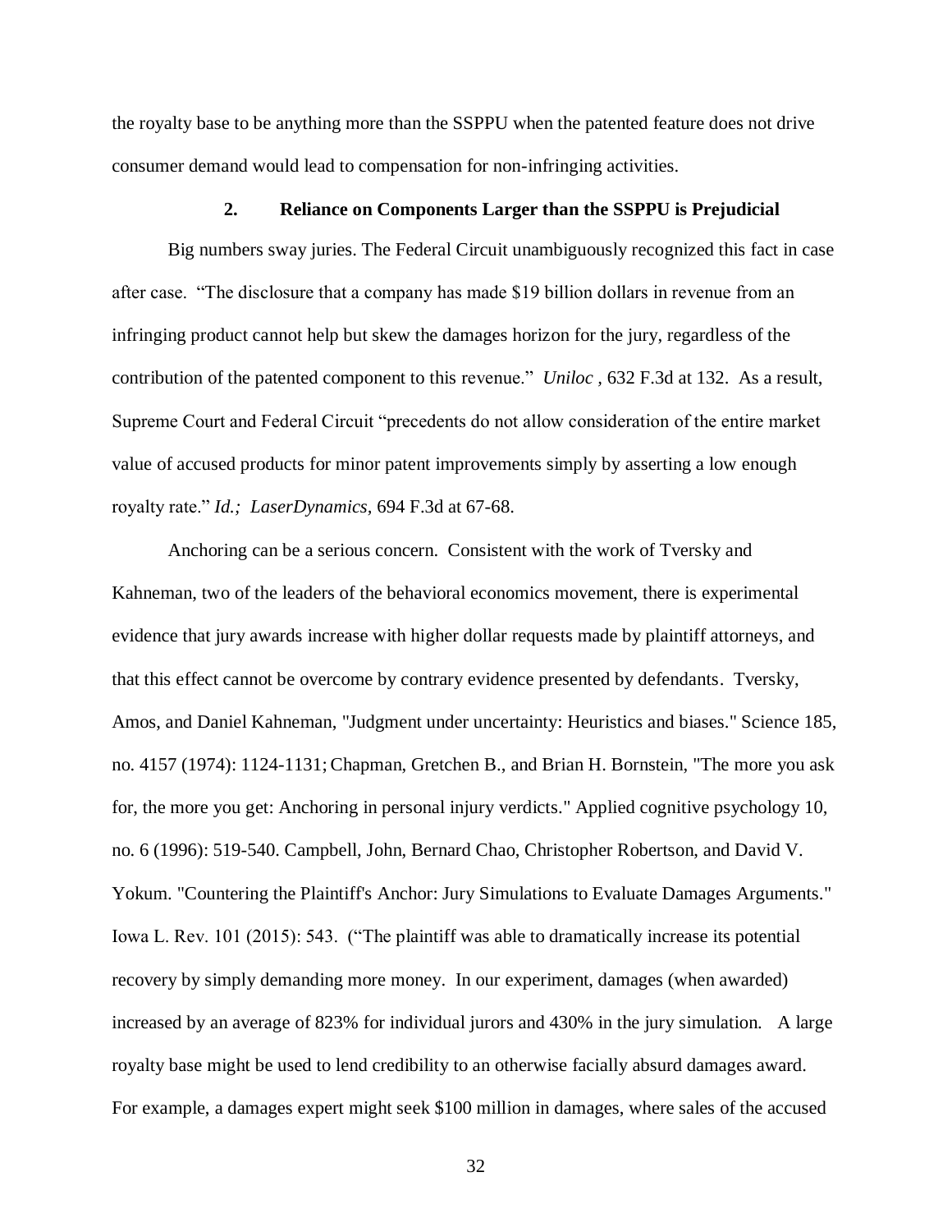the royalty base to be anything more than the SSPPU when the patented feature does not drive consumer demand would lead to compensation for non-infringing activities.

### 2. Reliance on Components Larger than the SSPPU is Prejudicial

Big numbers sway juries. The Federal Circuit unambiguously recognized this fact in case after case. "The disclosure that a company has made $19 billion dollars in revenue from an infringing product cannot help but skew the damages horizon for the jury, regardless of the contribution of the patented component to this revenue." *Uniloc* , 632 F.3d at 132. As a result, Supreme Court and Federal Circuit "precedents do not allow consideration of the entire market value of accused products for minor patent improvements simply by asserting a low enough royalty rate." *Id.; LaserDynamics*, 694 F.3d at 67-68.

Anchoring can be a serious concern. Consistent with the work of Tversky and Kahneman, two of the leaders of the behavioral economics movement, there is experimental evidence that jury awards increase with higher dollar requests made by plaintiff attorneys, and that this effect cannot be overcome by contrary evidence presented by defendants. Tversky, Amos, and Daniel Kahneman, "Judgment under uncertainty: Heuristics and biases." Science 185, no. 4157 (1974): 1124-1131; Chapman, Gretchen B., and Brian H. Bornstein, "The more you ask for, the more you get: Anchoring in personal injury verdicts." Applied cognitive psychology 10, no. 6 (1996): 519-540. Campbell, John, Bernard Chao, Christopher Robertson, and David V. Yokum. "Countering the Plaintiff's Anchor: Jury Simulations to Evaluate Damages Arguments." Iowa L. Rev. 101 (2015): 543. ("The plaintiff was able to dramatically increase its potential recovery by simply demanding more money. In our experiment, damages (when awarded) increased by an average of 823% for individual jurors and 430% in the jury simulation. A large royalty base might be used to lend credibility to an otherwise facially absurd damages award. For example, a damages expert might seek $100 million in damages, where sales of the accused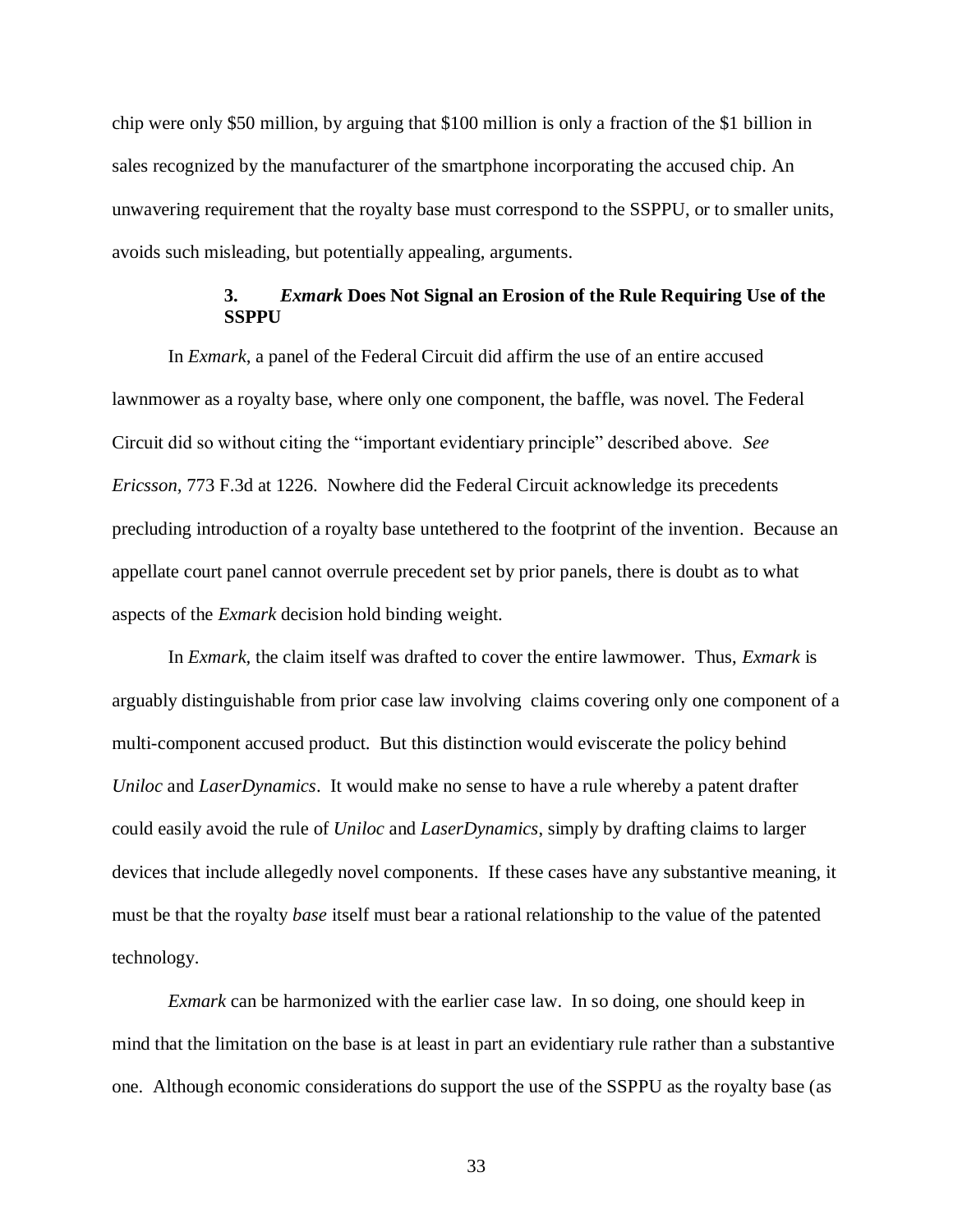chip were only \$50 million, by arguing that \$100 million is only a fraction of the \$1 billion in sales recognized by the manufacturer of the smartphone incorporating the accused chip. An unwavering requirement that the royalty base must correspond to the SSPPU, or to smaller units, avoids such misleading, but potentially appealing, arguments.

### 3. *Exmark* Does Not Signal an Erosion of the Rule Requiring Use of the SSPPU

In *Exmark*, a panel of the Federal Circuit did affirm the use of an entire accused lawnmower as a royalty base, where only one component, the baffle, was novel. The Federal Circuit did so without citing the "important evidentiary principle" described above. *See Ericsson*, 773 F.3d at 1226. Nowhere did the Federal Circuit acknowledge its precedents precluding introduction of a royalty base untethered to the footprint of the invention. Because an appellate court panel cannot overrule precedent set by prior panels, there is doubt as to what aspects of the *Exmark* decision hold binding weight.

In *Exmark*, the claim itself was drafted to cover the entire lawmower. Thus, *Exmark* is arguably distinguishable from prior case law involving claims covering only one component of a multi-component accused product. But this distinction would eviscerate the policy behind *Uniloc* and *LaserDynamics*. It would make no sense to have a rule whereby a patent drafter could easily avoid the rule of *Uniloc* and *LaserDynamics*, simply by drafting claims to larger devices that include allegedly novel components. If these cases have any substantive meaning, it must be that the royalty *base* itself must bear a rational relationship to the value of the patented technology.

*Exmark* can be harmonized with the earlier case law. In so doing, one should keep in mind that the limitation on the base is at least in part an evidentiary rule rather than a substantive one. Although economic considerations do support the use of the SSPPU as the royalty base (as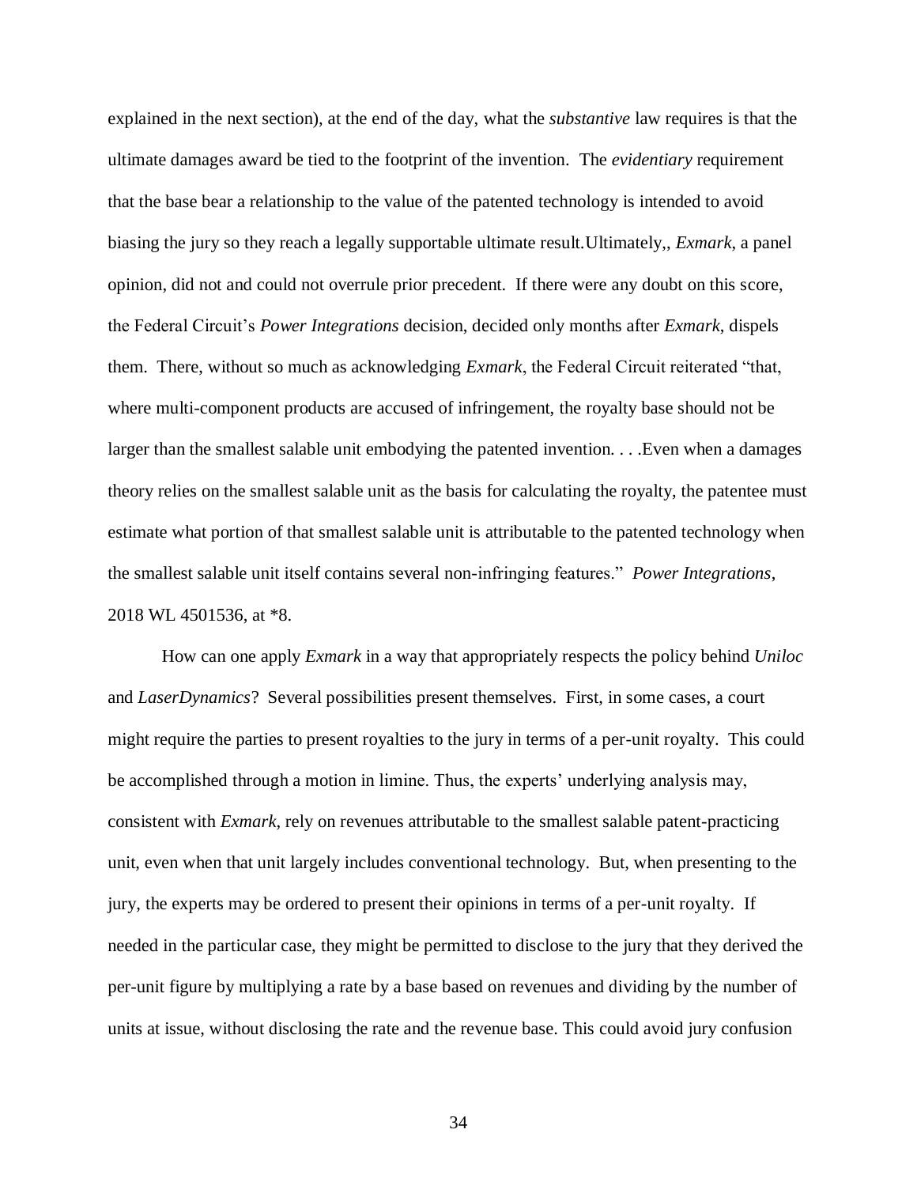explained in the next section), at the end of the day, what the *substantive* law requires is that the ultimate damages award be tied to the footprint of the invention. The *evidentiary* requirement that the base bear a relationship to the value of the patented technology is intended to avoid biasing the jury so they reach a legally supportable ultimate result.Ultimately,, *Exmark*, a panel opinion, did not and could not overrule prior precedent. If there were any doubt on this score, the Federal Circuit's *Power Integrations* decision, decided only months after *Exmark*, dispels them. There, without so much as acknowledging *Exmark*, the Federal Circuit reiterated "that, where multi-component products are accused of infringement, the royalty base should not be larger than the smallest salable unit embodying the patented invention. . . .Even when a damages theory relies on the smallest salable unit as the basis for calculating the royalty, the patentee must estimate what portion of that smallest salable unit is attributable to the patented technology when the smallest salable unit itself contains several non-infringing features." *Power Integrations*, 2018 WL 4501536, at *8.

How can one apply *Exmark* in a way that appropriately respects the policy behind *Uniloc* and *LaserDynamics*? Several possibilities present themselves. First, in some cases, a court might require the parties to present royalties to the jury in terms of a per-unit royalty. This could be accomplished through a motion in limine. Thus, the experts' underlying analysis may, consistent with *Exmark*, rely on revenues attributable to the smallest salable patent-practicing unit, even when that unit largely includes conventional technology. But, when presenting to the jury, the experts may be ordered to present their opinions in terms of a per-unit royalty. If needed in the particular case, they might be permitted to disclose to the jury that they derived the per-unit figure by multiplying a rate by a base based on revenues and dividing by the number of units at issue, without disclosing the rate and the revenue base. This could avoid jury confusion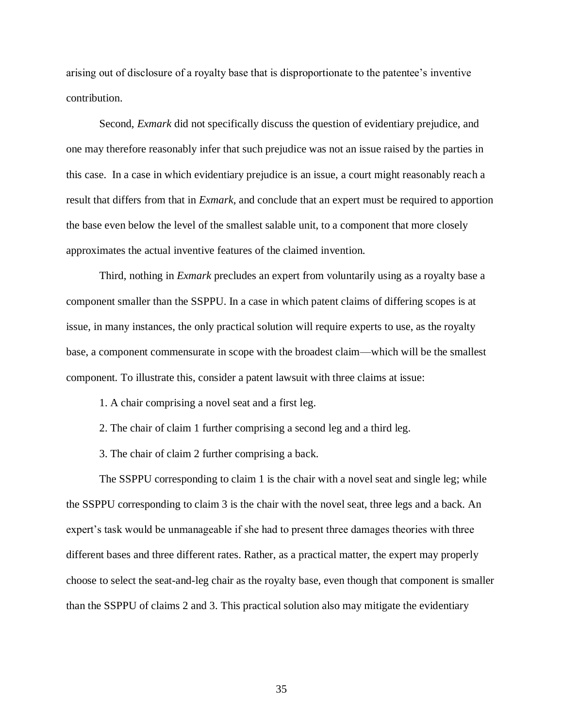arising out of disclosure of a royalty base that is disproportionate to the patentee's inventive contribution.

Second, *Exmark* did not specifically discuss the question of evidentiary prejudice, and one may therefore reasonably infer that such prejudice was not an issue raised by the parties in this case. In a case in which evidentiary prejudice is an issue, a court might reasonably reach a result that differs from that in *Exmark*, and conclude that an expert must be required to apportion the base even below the level of the smallest salable unit, to a component that more closely approximates the actual inventive features of the claimed invention.

Third, nothing in *Exmark* precludes an expert from voluntarily using as a royalty base a component smaller than the SSPPU. In a case in which patent claims of differing scopes is at issue, in many instances, the only practical solution will require experts to use, as the royalty base, a component commensurate in scope with the broadest claim—which will be the smallest component. To illustrate this, consider a patent lawsuit with three claims at issue:

1. A chair comprising a novel seat and a first leg.

2. The chair of claim 1 further comprising a second leg and a third leg.

3. The chair of claim 2 further comprising a back.

The SSPPU corresponding to claim 1 is the chair with a novel seat and single leg; while the SSPPU corresponding to claim 3 is the chair with the novel seat, three legs and a back. An expert's task would be unmanageable if she had to present three damages theories with three different bases and three different rates. Rather, as a practical matter, the expert may properly choose to select the seat-and-leg chair as the royalty base, even though that component is smaller than the SSPPU of claims 2 and 3. This practical solution also may mitigate the evidentiary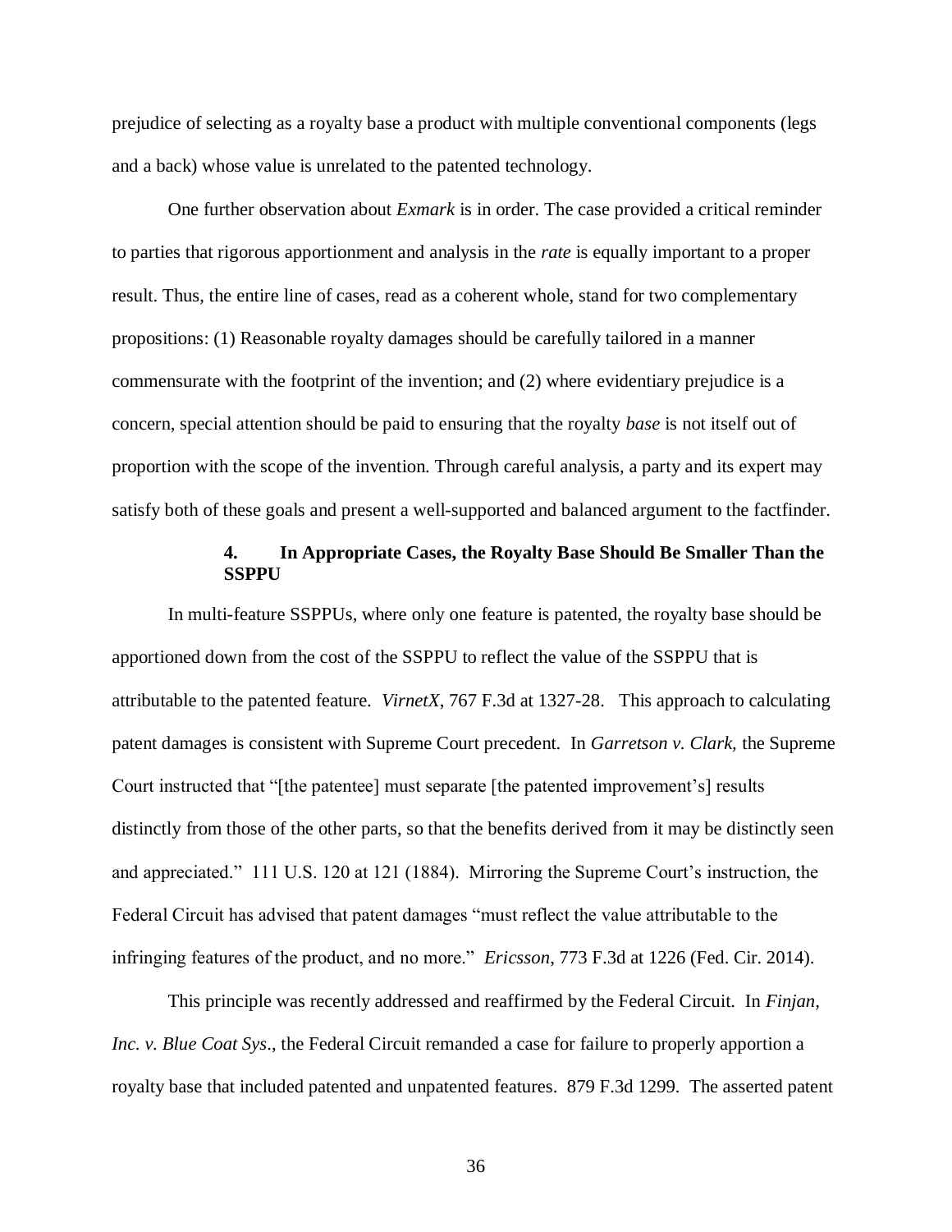prejudice of selecting as a royalty base a product with multiple conventional components (legs and a back) whose value is unrelated to the patented technology.

One further observation about *Exmark* is in order. The case provided a critical reminder to parties that rigorous apportionment and analysis in the *rate* is equally important to a proper result. Thus, the entire line of cases, read as a coherent whole, stand for two complementary propositions: (1) Reasonable royalty damages should be carefully tailored in a manner commensurate with the footprint of the invention; and (2) where evidentiary prejudice is a concern, special attention should be paid to ensuring that the royalty *base* is not itself out of proportion with the scope of the invention. Through careful analysis, a party and its expert may satisfy both of these goals and present a well-supported and balanced argument to the factfinder.

#### 4. In Appropriate Cases, the Royalty Base Should Be Smaller Than the SSPPU

In multi-feature SSPPUs, where only one feature is patented, the royalty base should be apportioned down from the cost of the SSPPU to reflect the value of the SSPPU that is attributable to the patented feature. *VirnetX*, 767 F.3d at 1327-28. This approach to calculating patent damages is consistent with Supreme Court precedent. In *Garretson v. Clark,* the Supreme Court instructed that "[the patentee] must separate [the patented improvement's] results distinctly from those of the other parts, so that the benefits derived from it may be distinctly seen and appreciated." 111 U.S. 120 at 121 (1884). Mirroring the Supreme Court's instruction, the Federal Circuit has advised that patent damages "must reflect the value attributable to the infringing features of the product, and no more." *Ericsson*, 773 F.3d at 1226 (Fed. Cir. 2014).

This principle was recently addressed and reaffirmed by the Federal Circuit. In *Finjan, Inc. v. Blue Coat Sys*., the Federal Circuit remanded a case for failure to properly apportion a royalty base that included patented and unpatented features. 879 F.3d 1299. The asserted patent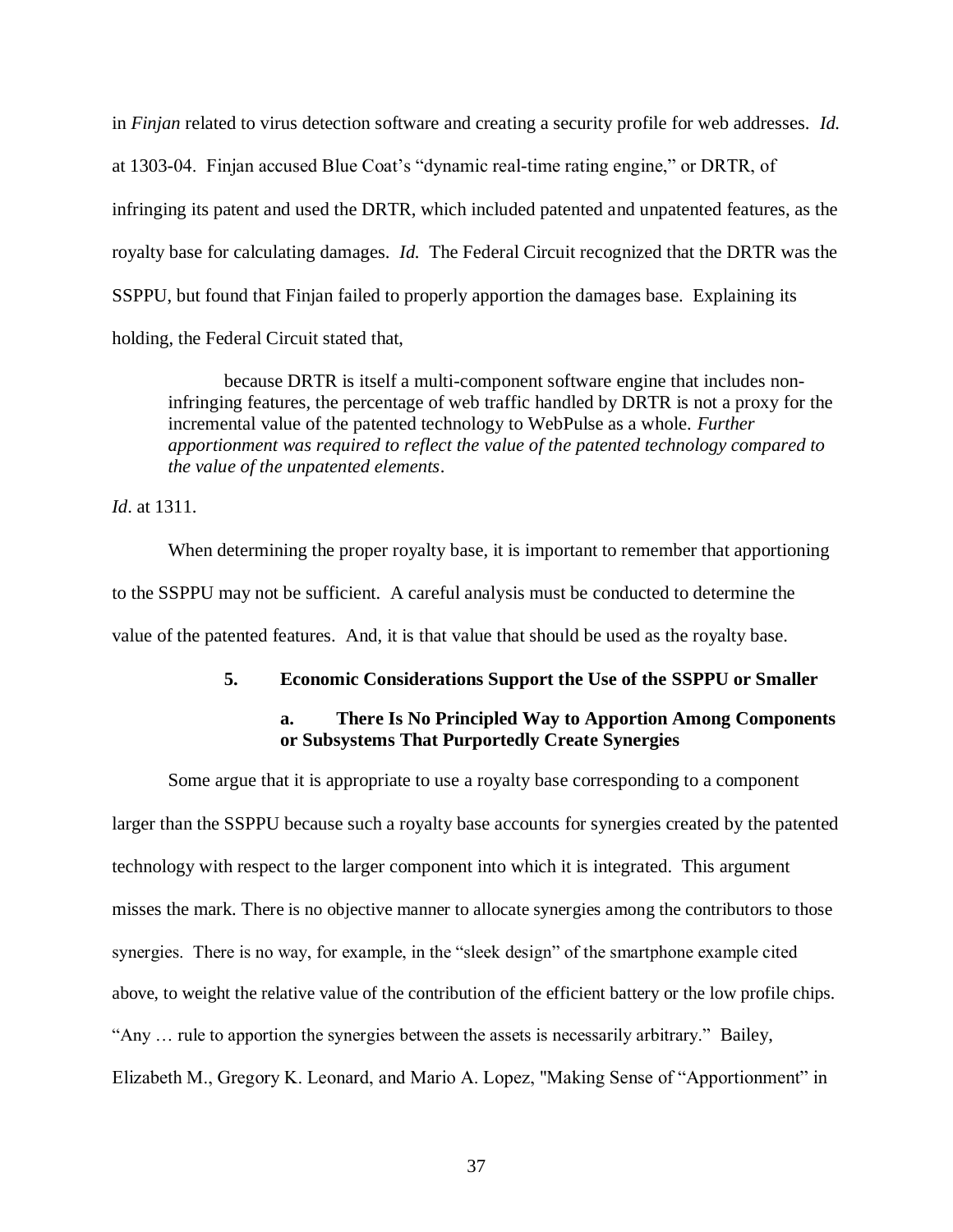in *Finjan* related to virus detection software and creating a security profile for web addresses. *Id.* at 1303-04. Finjan accused Blue Coat's "dynamic real-time rating engine," or DRTR, of infringing its patent and used the DRTR, which included patented and unpatented features, as the royalty base for calculating damages. *Id.* The Federal Circuit recognized that the DRTR was the SSPPU, but found that Finjan failed to properly apportion the damages base. Explaining its holding, the Federal Circuit stated that,

> because DRTR is itself a multi-component software engine that includes non-infringing features, the percentage of web traffic handled by DRTR is not a proxy for the incremental value of the patented technology to WebPulse as a whole. *Further apportionment was required to reflect the value of the patented technology compared to the value of the unpatented elements*.

*Id*. at 1311.

When determining the proper royalty base, it is important to remember that apportioning to the SSPPU may not be sufficient. A careful analysis must be conducted to determine the value of the patented features. And, it is that value that should be used as the royalty base.

### 5. Economic Considerations Support the Use of the SSPPU or Smaller

#### a. There Is No Principled Way to Apportion Among Components or Subsystems That Purportedly Create Synergies

Some argue that it is appropriate to use a royalty base corresponding to a component larger than the SSPPU because such a royalty base accounts for synergies created by the patented technology with respect to the larger component into which it is integrated. This argument misses the mark. There is no objective manner to allocate synergies among the contributors to those synergies. There is no way, for example, in the "sleek design" of the smartphone example cited above, to weight the relative value of the contribution of the efficient battery or the low profile chips. "Any … rule to apportion the synergies between the assets is necessarily arbitrary." Bailey, Elizabeth M., Gregory K. Leonard, and Mario A. Lopez, "Making Sense of "Apportionment" in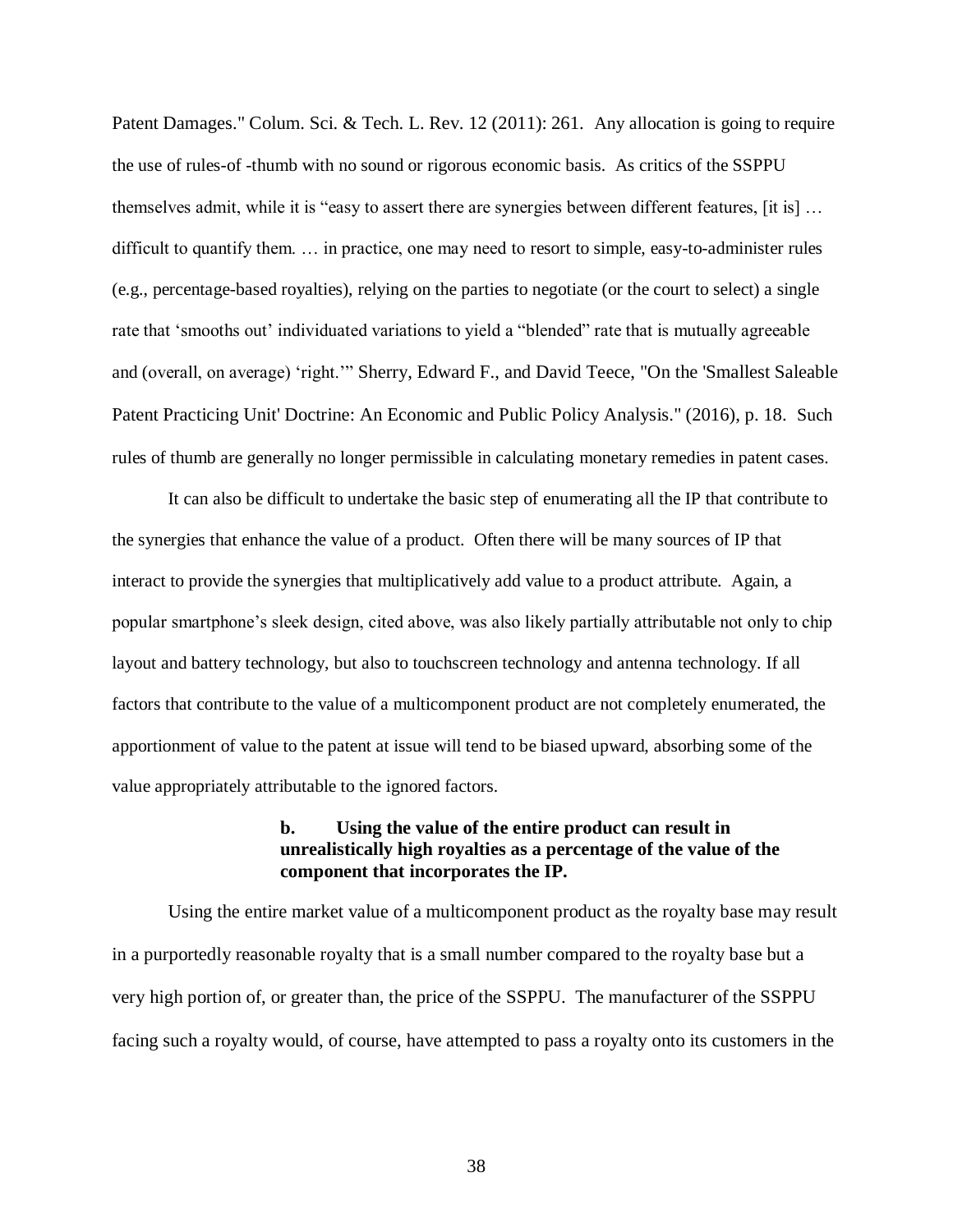Patent Damages." Colum. Sci. & Tech. L. Rev. 12 (2011): 261. Any allocation is going to require the use of rules-of -thumb with no sound or rigorous economic basis. As critics of the SSPPU themselves admit, while it is "easy to assert there are synergies between different features, [it is] … difficult to quantify them. … in practice, one may need to resort to simple, easy-to-administer rules (e.g., percentage-based royalties), relying on the parties to negotiate (or the court to select) a single rate that 'smooths out' individuated variations to yield a "blended" rate that is mutually agreeable and (overall, on average) 'right.'" Sherry, Edward F., and David Teece, "On the 'Smallest Saleable Patent Practicing Unit' Doctrine: An Economic and Public Policy Analysis." (2016), p. 18. Such rules of thumb are generally no longer permissible in calculating monetary remedies in patent cases.

It can also be difficult to undertake the basic step of enumerating all the IP that contribute to the synergies that enhance the value of a product. Often there will be many sources of IP that interact to provide the synergies that multiplicatively add value to a product attribute. Again, a popular smartphone's sleek design, cited above, was also likely partially attributable not only to chip layout and battery technology, but also to touchscreen technology and antenna technology. If all factors that contribute to the value of a multicomponent product are not completely enumerated, the apportionment of value to the patent at issue will tend to be biased upward, absorbing some of the value appropriately attributable to the ignored factors.

**b. Using the value of the entire product can result in unrealistically high royalties as a percentage of the value of the component that incorporates the IP.**

Using the entire market value of a multicomponent product as the royalty base may result in a purportedly reasonable royalty that is a small number compared to the royalty base but a very high portion of, or greater than, the price of the SSPPU. The manufacturer of the SSPPU facing such a royalty would, of course, have attempted to pass a royalty onto its customers in the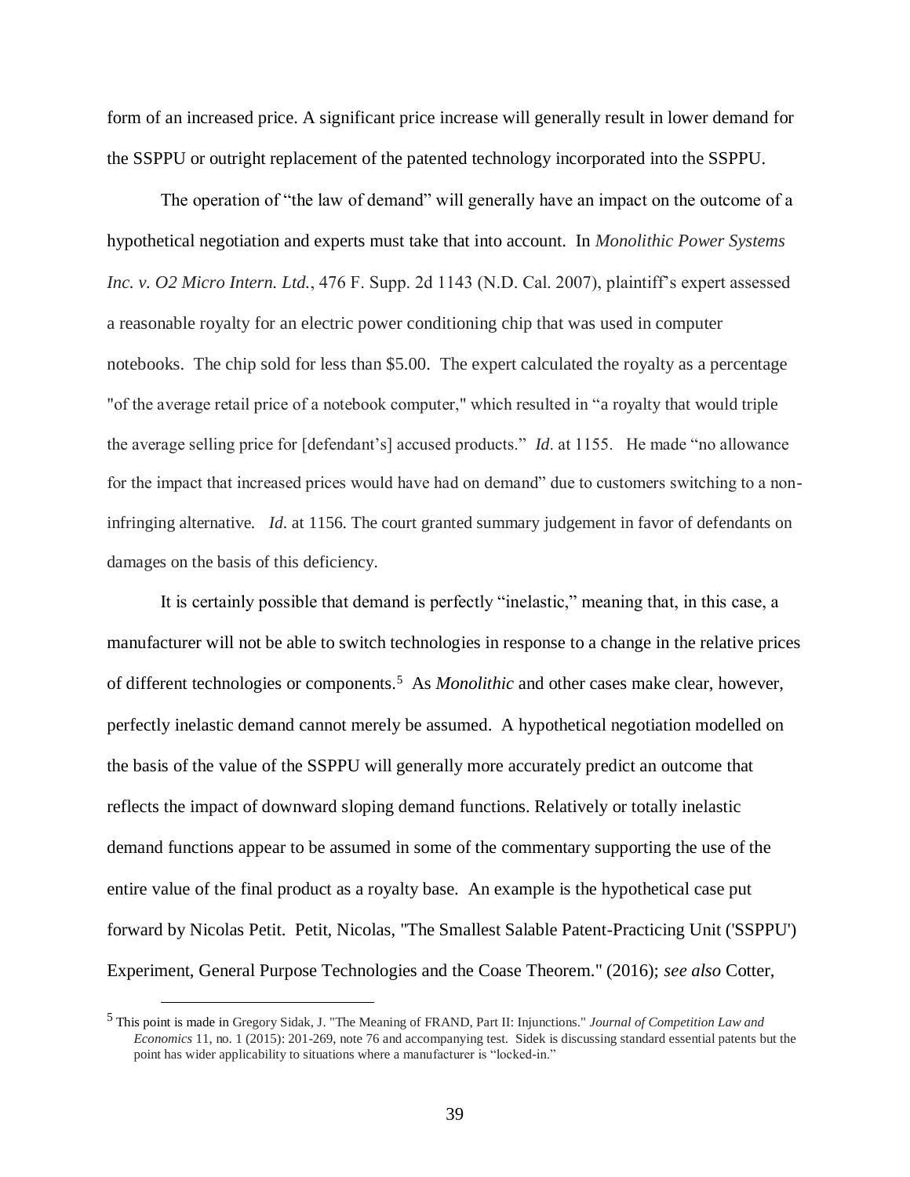form of an increased price. A significant price increase will generally result in lower demand for the SSPPU or outright replacement of the patented technology incorporated into the SSPPU.

The operation of "the law of demand" will generally have an impact on the outcome of a hypothetical negotiation and experts must take that into account. In *Monolithic Power Systems Inc. v. O2 Micro Intern. Ltd.*, 476 F. Supp. 2d 1143 (N.D. Cal. 2007), plaintiff's expert assessed a reasonable royalty for an electric power conditioning chip that was used in computer notebooks. The chip sold for less than $5.00. The expert calculated the royalty as a percentage "of the average retail price of a notebook computer," which resulted in "a royalty that would triple the average selling price for [defendant's] accused products." *Id*. at 1155. He made "no allowance for the impact that increased prices would have had on demand" due to customers switching to a non-infringing alternative. *Id*. at 1156. The court granted summary judgement in favor of defendants on damages on the basis of this deficiency.

It is certainly possible that demand is perfectly "inelastic," meaning that, in this case, a manufacturer will not be able to switch technologies in response to a change in the relative prices of different technologies or components.[5] As *Monolithic* and other cases make clear, however, perfectly inelastic demand cannot merely be assumed. A hypothetical negotiation modelled on the basis of the value of the SSPPU will generally more accurately predict an outcome that reflects the impact of downward sloping demand functions. Relatively or totally inelastic demand functions appear to be assumed in some of the commentary supporting the use of the entire value of the final product as a royalty base. An example is the hypothetical case put forward by Nicolas Petit. Petit, Nicolas, "The Smallest Salable Patent-Practicing Unit ('SSPPU') Experiment, General Purpose Technologies and the Coase Theorem." (2016); *see also* Cotter,

---

[5] This point is made in Gregory Sidak, J. "The Meaning of FRAND, Part II: Injunctions." *Journal of Competition Law and Economics* 11, no. 1 (2015): 201-269, note 76 and accompanying test. Sidek is discussing standard essential patents but the point has wider applicability to situations where a manufacturer is "locked-in."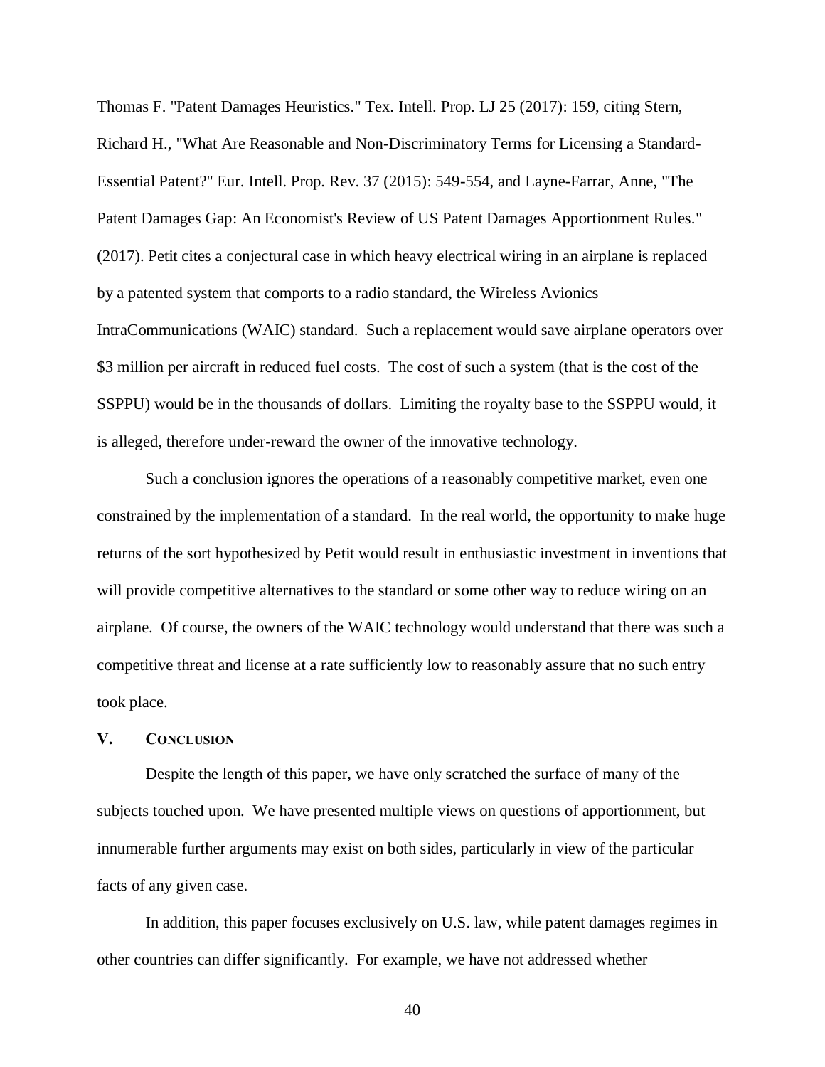Thomas F. "Patent Damages Heuristics." Tex. Intell. Prop. LJ 25 (2017): 159, citing Stern, Richard H., "What Are Reasonable and Non-Discriminatory Terms for Licensing a Standard-Essential Patent?" Eur. Intell. Prop. Rev. 37 (2015): 549-554, and Layne-Farrar, Anne, "The Patent Damages Gap: An Economist's Review of US Patent Damages Apportionment Rules." (2017). Petit cites a conjectural case in which heavy electrical wiring in an airplane is replaced by a patented system that comports to a radio standard, the Wireless Avionics IntraCommunications (WAIC) standard. Such a replacement would save airplane operators over $3 million per aircraft in reduced fuel costs. The cost of such a system (that is the cost of the SSPPU) would be in the thousands of dollars. Limiting the royalty base to the SSPPU would, it is alleged, therefore under-reward the owner of the innovative technology.

Such a conclusion ignores the operations of a reasonably competitive market, even one constrained by the implementation of a standard. In the real world, the opportunity to make huge returns of the sort hypothesized by Petit would result in enthusiastic investment in inventions that will provide competitive alternatives to the standard or some other way to reduce wiring on an airplane. Of course, the owners of the WAIC technology would understand that there was such a competitive threat and license at a rate sufficiently low to reasonably assure that no such entry took place.

## V. Conclusion

Despite the length of this paper, we have only scratched the surface of many of the subjects touched upon. We have presented multiple views on questions of apportionment, but innumerable further arguments may exist on both sides, particularly in view of the particular facts of any given case.

In addition, this paper focuses exclusively on U.S. law, while patent damages regimes in other countries can differ significantly. For example, we have not addressed whether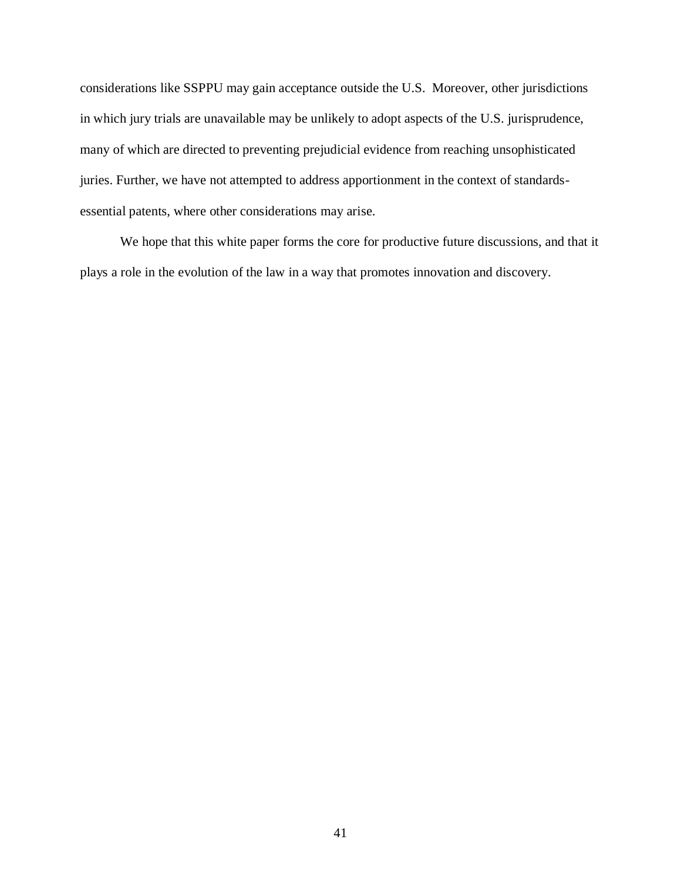considerations like SSPPU may gain acceptance outside the U.S. Moreover, other jurisdictions in which jury trials are unavailable may be unlikely to adopt aspects of the U.S. jurisprudence, many of which are directed to preventing prejudicial evidence from reaching unsophisticated juries. Further, we have not attempted to address apportionment in the context of standards-essential patents, where other considerations may arise.

We hope that this white paper forms the core for productive future discussions, and that it plays a role in the evolution of the law in a way that promotes innovation and discovery.